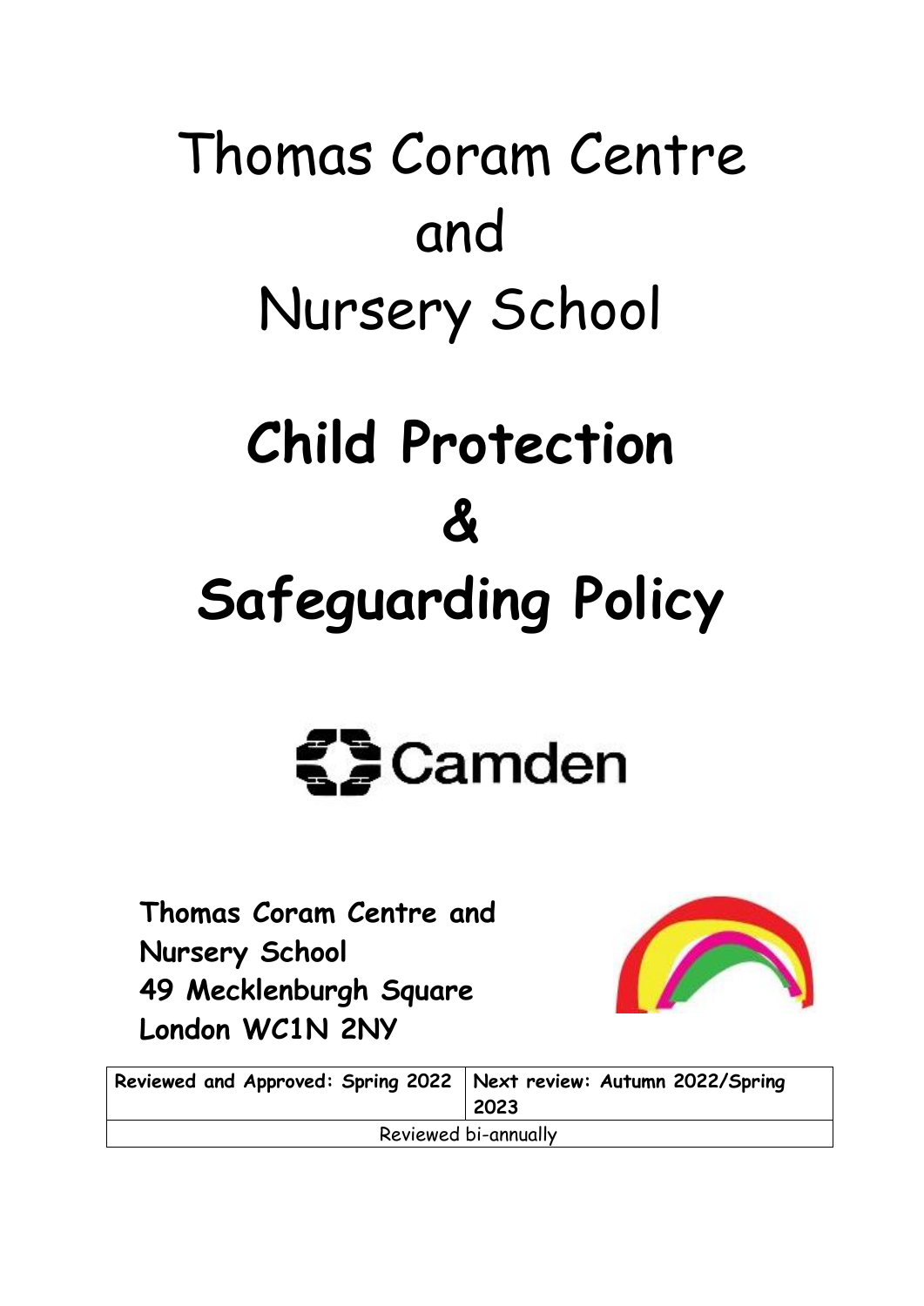# Thomas Coram Centre and Nursery School

# Child Protection & Safeguarding Policy

Camden

**Thomas Coram Centre and Nursery School**
**49 Mecklenburgh Square**
**London WC1N 2NY**

| Reviewed and Approved: Spring 2022 | Next review: Autumn 2022/Spring 2023 |
| --- | --- |
| Reviewed bi-annually | |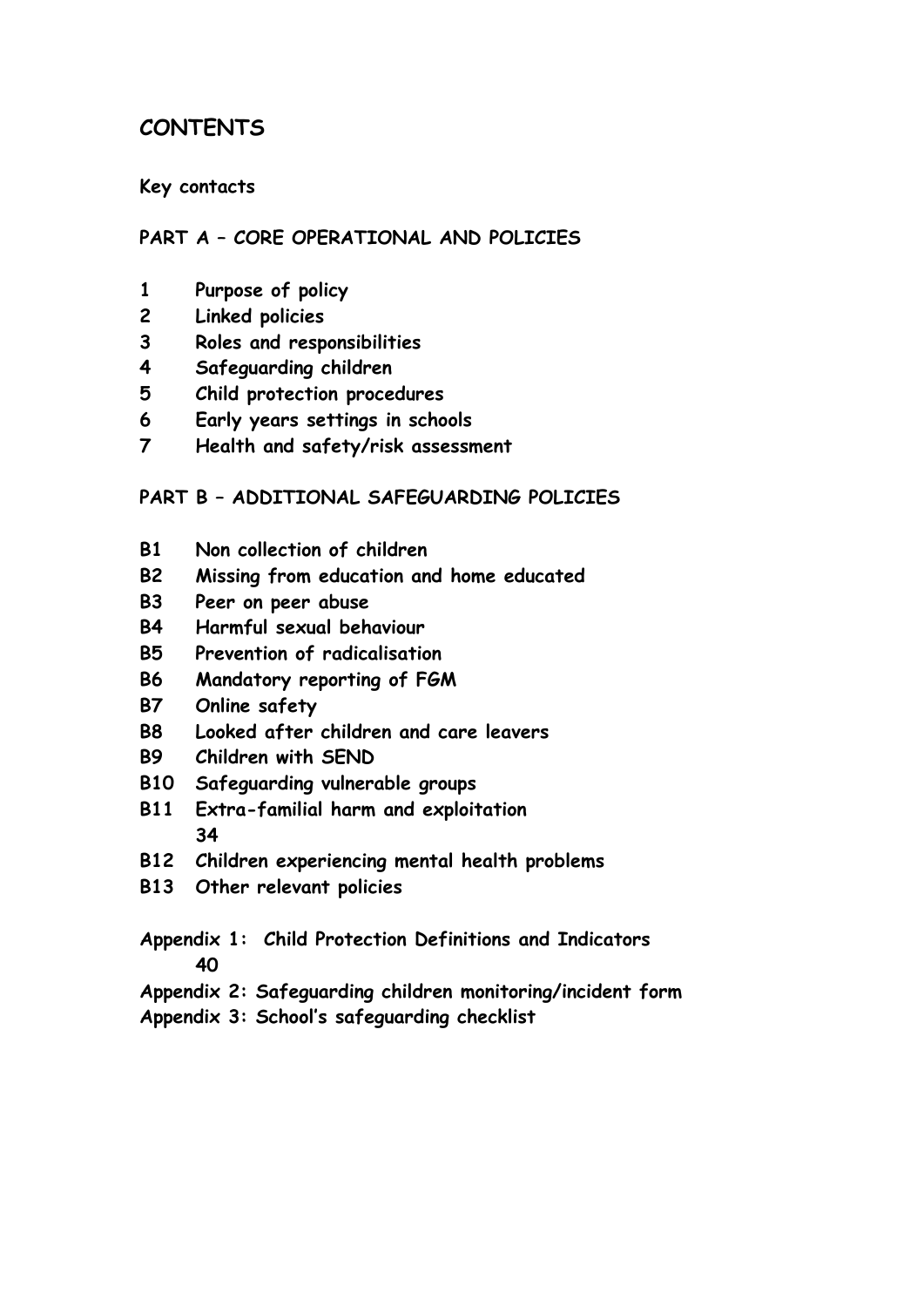# CONTENTS

**Key contacts**

**PART A – CORE OPERATIONAL AND POLICIES**

**1 Purpose of policy**
**2 Linked policies**
**3 Roles and responsibilities**
**4 Safeguarding children**
**5 Child protection procedures**
**6 Early years settings in schools**
**7 Health and safety/risk assessment**

**PART B – ADDITIONAL SAFEGUARDING POLICIES**

**B1 Non collection of children**
**B2 Missing from education and home educated**
**B3 Peer on peer abuse**
**B4 Harmful sexual behaviour**
**B5 Prevention of radicalisation**
**B6 Mandatory reporting of FGM**
**B7 Online safety**
**B8 Looked after children and care leavers**
**B9 Children with SEND**
**B10 Safeguarding vulnerable groups**
**B11 Extra-familial harm and exploitation 34**
**B12 Children experiencing mental health problems**
**B13 Other relevant policies**

**Appendix 1: Child Protection Definitions and Indicators 40**
**Appendix 2: Safeguarding children monitoring/incident form**
**Appendix 3: School's safeguarding checklist**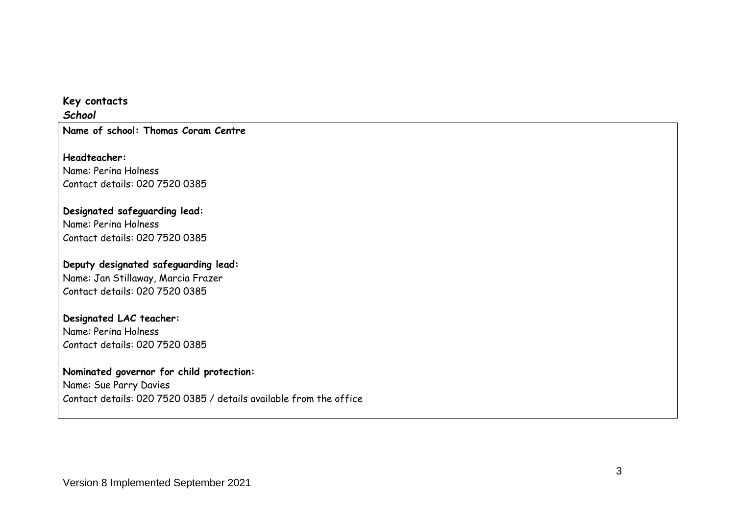**Key contacts**

***School***

**Name of school: Thomas Coram Centre**

**Headteacher:**
Name: Perina Holness
Contact details: 020 7520 0385

**Designated safeguarding lead:**
Name: Perina Holness
Contact details: 020 7520 0385

**Deputy designated safeguarding lead:**
Name: Jan Stillaway, Marcia Frazer
Contact details: 020 7520 0385

**Designated LAC teacher:**
Name: Perina Holness
Contact details: 020 7520 0385

**Nominated governor for child protection:**
Name: Sue Parry Davies
Contact details: 020 7520 0385 / details available from the office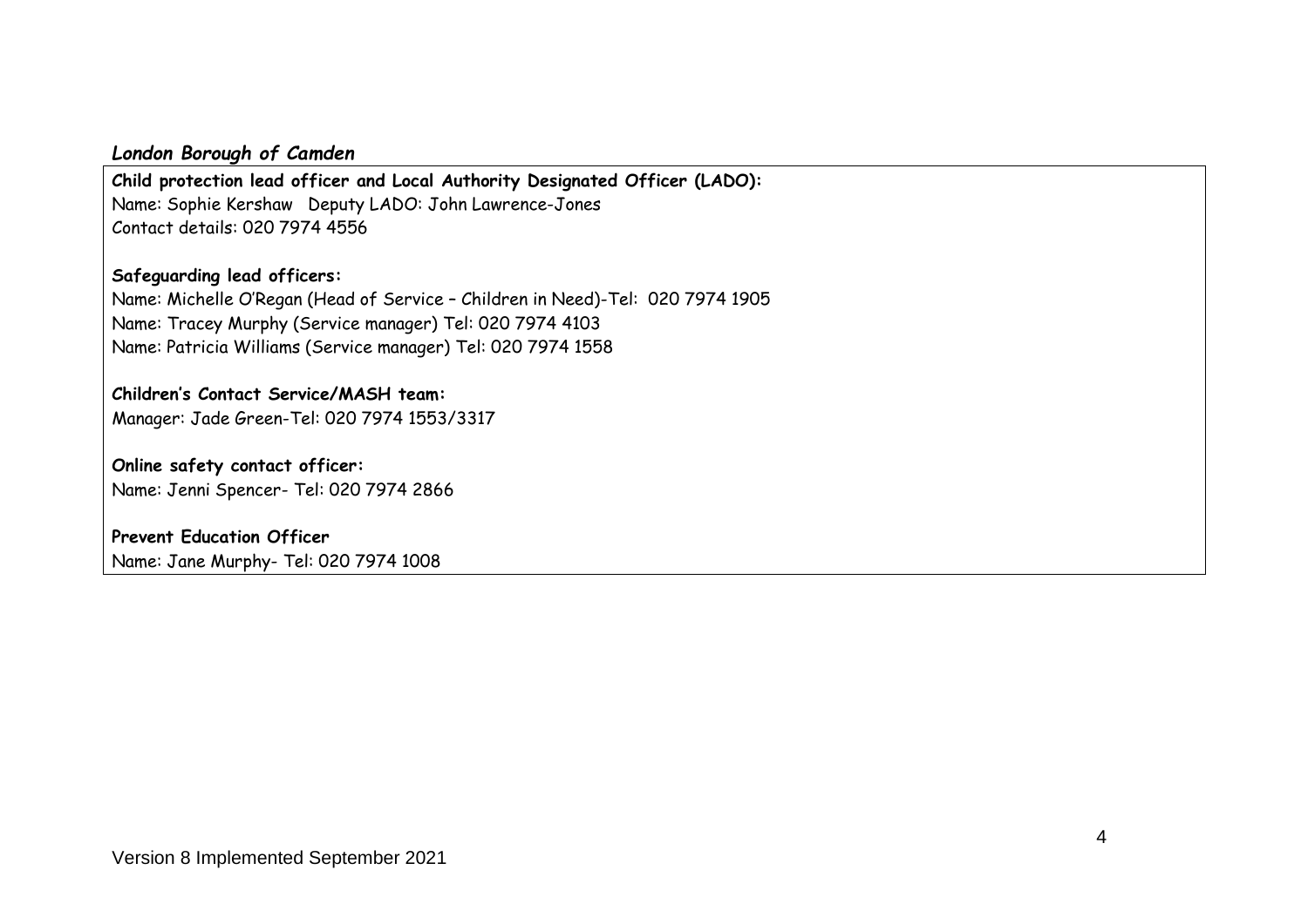*London Borough of Camden*

**Child protection lead officer and Local Authority Designated Officer (LADO):**
Name: Sophie Kershaw Deputy LADO: John Lawrence-Jones
Contact details: 020 7974 4556

**Safeguarding lead officers:**
Name: Michelle O'Regan (Head of Service – Children in Need)-Tel: 020 7974 1905
Name: Tracey Murphy (Service manager) Tel: 020 7974 4103
Name: Patricia Williams (Service manager) Tel: 020 7974 1558

**Children's Contact Service/MASH team:**
Manager: Jade Green-Tel: 020 7974 1553/3317

**Online safety contact officer:**
Name: Jenni Spencer- Tel: 020 7974 2866

**Prevent Education Officer**
Name: Jane Murphy- Tel: 020 7974 1008

Version 8 Implemented September 2021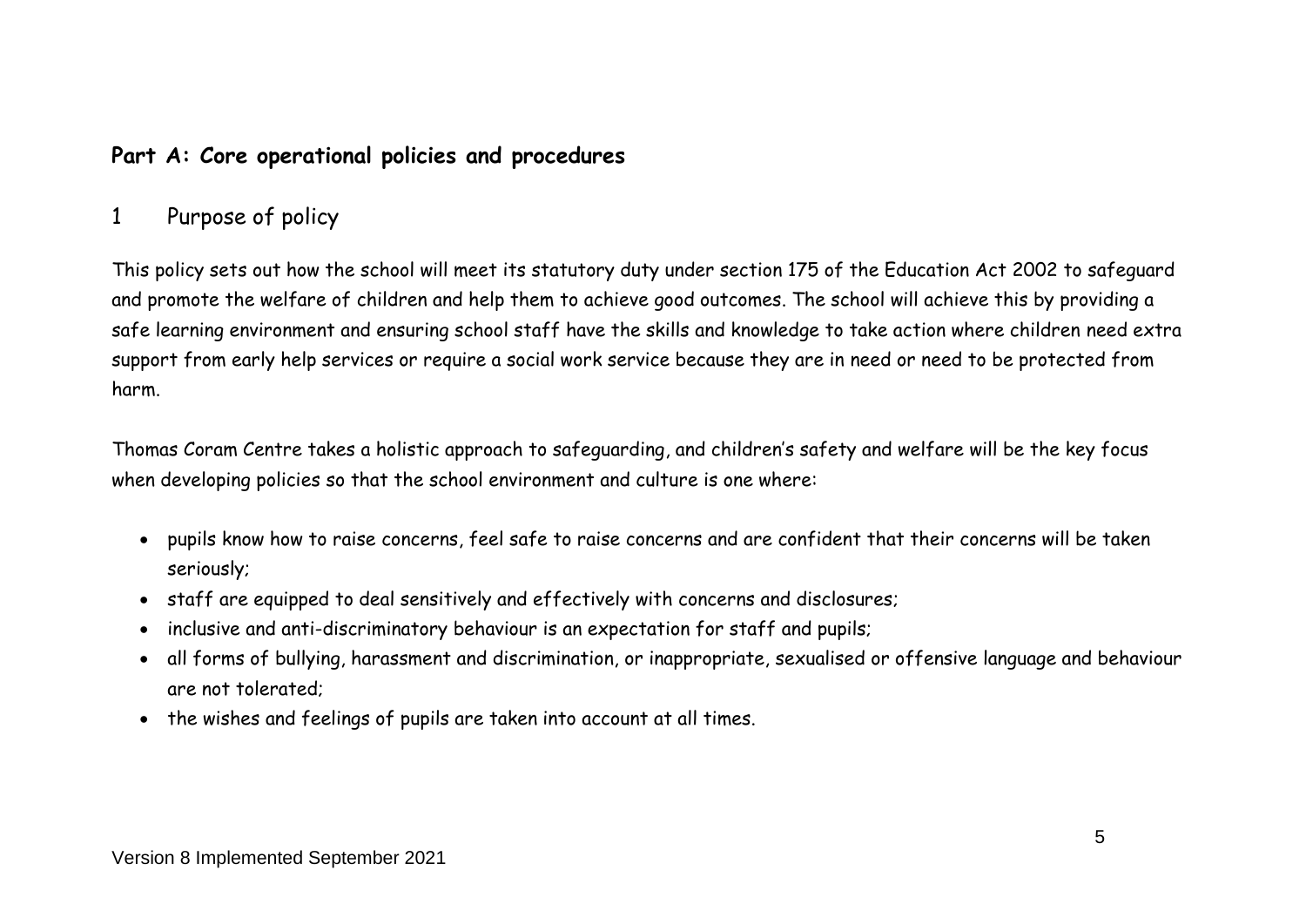## Part A: Core operational policies and procedures

### 1 Purpose of policy

This policy sets out how the school will meet its statutory duty under section 175 of the Education Act 2002 to safeguard and promote the welfare of children and help them to achieve good outcomes. The school will achieve this by providing a safe learning environment and ensuring school staff have the skills and knowledge to take action where children need extra support from early help services or require a social work service because they are in need or need to be protected from harm.

Thomas Coram Centre takes a holistic approach to safeguarding, and children's safety and welfare will be the key focus when developing policies so that the school environment and culture is one where:

- pupils know how to raise concerns, feel safe to raise concerns and are confident that their concerns will be taken seriously;
- staff are equipped to deal sensitively and effectively with concerns and disclosures;
- inclusive and anti-discriminatory behaviour is an expectation for staff and pupils;
- all forms of bullying, harassment and discrimination, or inappropriate, sexualised or offensive language and behaviour are not tolerated;
- the wishes and feelings of pupils are taken into account at all times.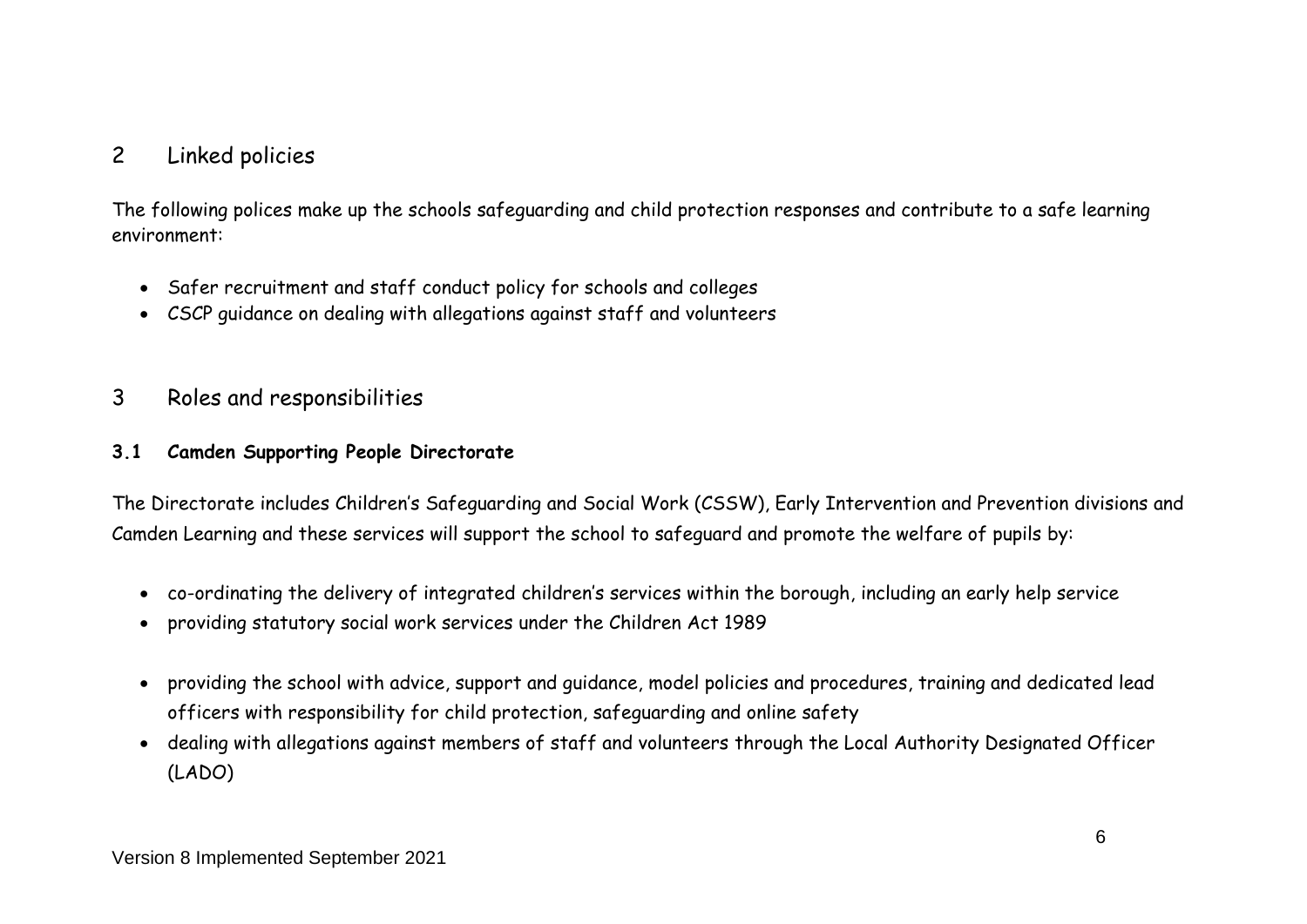## 2 Linked policies

The following polices make up the schools safeguarding and child protection responses and contribute to a safe learning environment:

- Safer recruitment and staff conduct policy for schools and colleges
- CSCP guidance on dealing with allegations against staff and volunteers

## 3 Roles and responsibilities

### 3.1 Camden Supporting People Directorate

The Directorate includes Children's Safeguarding and Social Work (CSSW), Early Intervention and Prevention divisions and Camden Learning and these services will support the school to safeguard and promote the welfare of pupils by:

- co-ordinating the delivery of integrated children's services within the borough, including an early help service
- providing statutory social work services under the Children Act 1989
- providing the school with advice, support and guidance, model policies and procedures, training and dedicated lead officers with responsibility for child protection, safeguarding and online safety
- dealing with allegations against members of staff and volunteers through the Local Authority Designated Officer (LADO)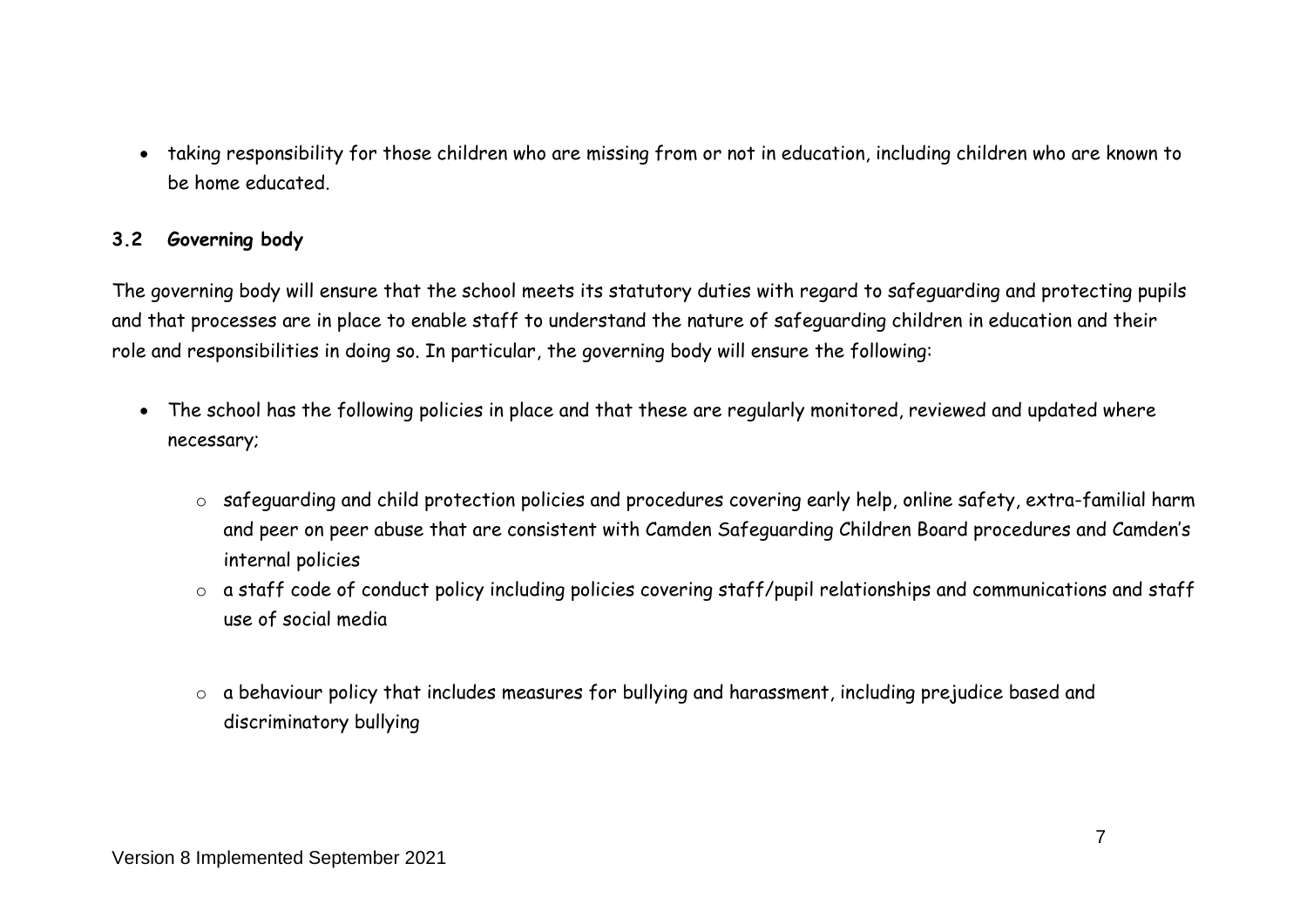- taking responsibility for those children who are missing from or not in education, including children who are known to be home educated.

### 3.2 Governing body

The governing body will ensure that the school meets its statutory duties with regard to safeguarding and protecting pupils and that processes are in place to enable staff to understand the nature of safeguarding children in education and their role and responsibilities in doing so. In particular, the governing body will ensure the following:

- The school has the following policies in place and that these are regularly monitored, reviewed and updated where necessary;
    - safeguarding and child protection policies and procedures covering early help, online safety, extra-familial harm and peer on peer abuse that are consistent with Camden Safeguarding Children Board procedures and Camden's internal policies
    - a staff code of conduct policy including policies covering staff/pupil relationships and communications and staff use of social media
    - a behaviour policy that includes measures for bullying and harassment, including prejudice based and discriminatory bullying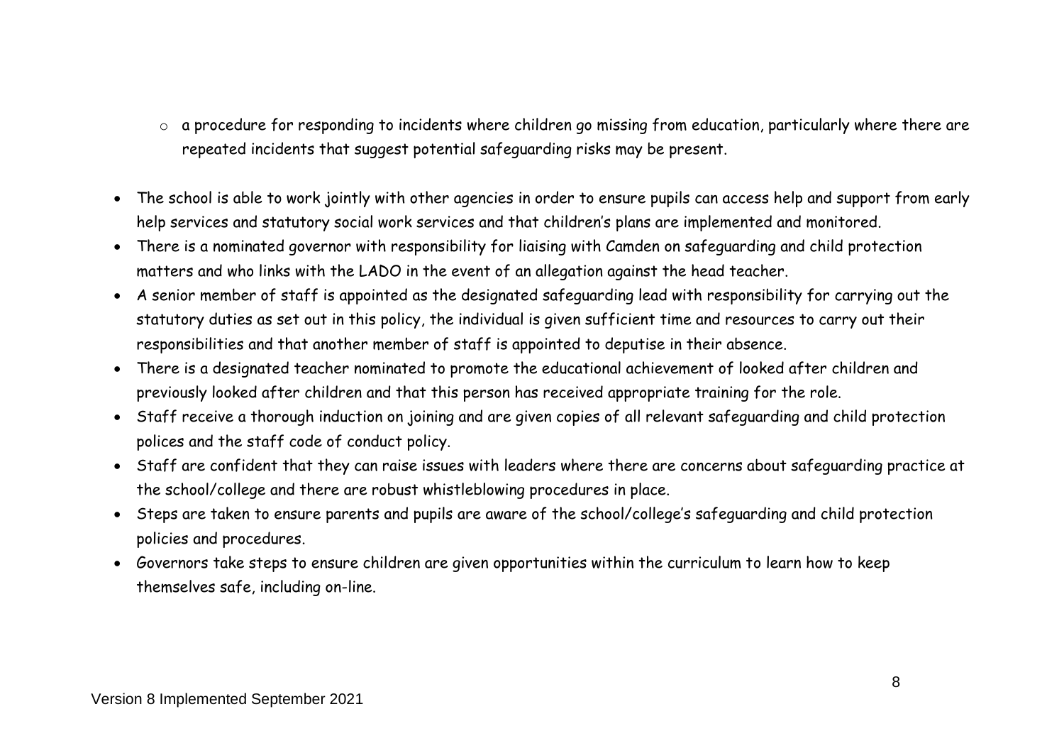- a procedure for responding to incidents where children go missing from education, particularly where there are repeated incidents that suggest potential safeguarding risks may be present.

- The school is able to work jointly with other agencies in order to ensure pupils can access help and support from early help services and statutory social work services and that children's plans are implemented and monitored.
- There is a nominated governor with responsibility for liaising with Camden on safeguarding and child protection matters and who links with the LADO in the event of an allegation against the head teacher.
- A senior member of staff is appointed as the designated safeguarding lead with responsibility for carrying out the statutory duties as set out in this policy, the individual is given sufficient time and resources to carry out their responsibilities and that another member of staff is appointed to deputise in their absence.
- There is a designated teacher nominated to promote the educational achievement of looked after children and previously looked after children and that this person has received appropriate training for the role.
- Staff receive a thorough induction on joining and are given copies of all relevant safeguarding and child protection polices and the staff code of conduct policy.
- Staff are confident that they can raise issues with leaders where there are concerns about safeguarding practice at the school/college and there are robust whistleblowing procedures in place.
- Steps are taken to ensure parents and pupils are aware of the school/college's safeguarding and child protection policies and procedures.
- Governors take steps to ensure children are given opportunities within the curriculum to learn how to keep themselves safe, including on-line.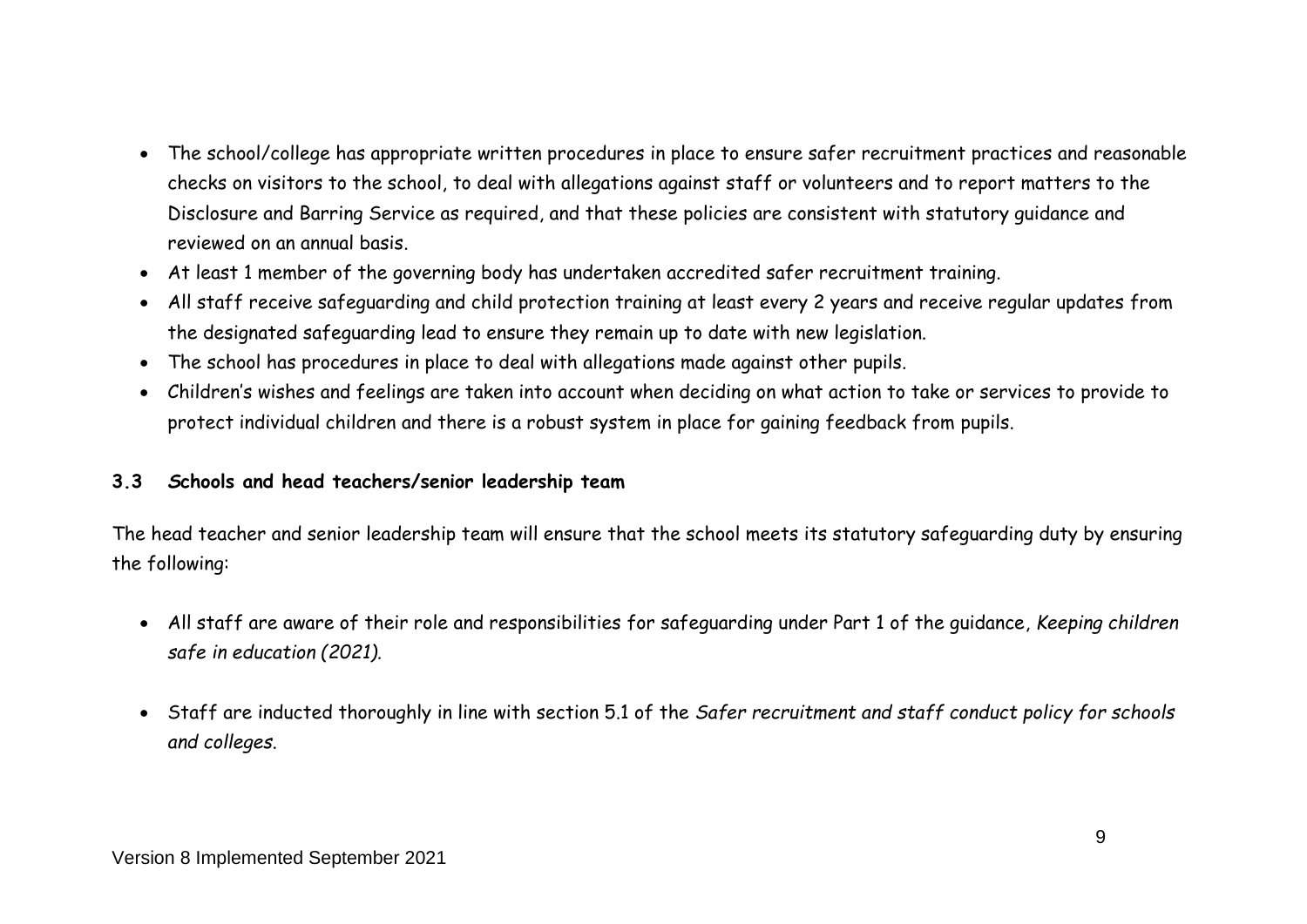- The school/college has appropriate written procedures in place to ensure safer recruitment practices and reasonable checks on visitors to the school, to deal with allegations against staff or volunteers and to report matters to the Disclosure and Barring Service as required, and that these policies are consistent with statutory guidance and reviewed on an annual basis.
- At least 1 member of the governing body has undertaken accredited safer recruitment training.
- All staff receive safeguarding and child protection training at least every 2 years and receive regular updates from the designated safeguarding lead to ensure they remain up to date with new legislation.
- The school has procedures in place to deal with allegations made against other pupils.
- Children's wishes and feelings are taken into account when deciding on what action to take or services to provide to protect individual children and there is a robust system in place for gaining feedback from pupils.

### 3.3 Schools and head teachers/senior leadership team

The head teacher and senior leadership team will ensure that the school meets its statutory safeguarding duty by ensuring the following:

- All staff are aware of their role and responsibilities for safeguarding under Part 1 of the guidance, *Keeping children safe in education (2021).*

- Staff are inducted thoroughly in line with section 5.1 of the *Safer recruitment and staff conduct policy for schools and colleges*.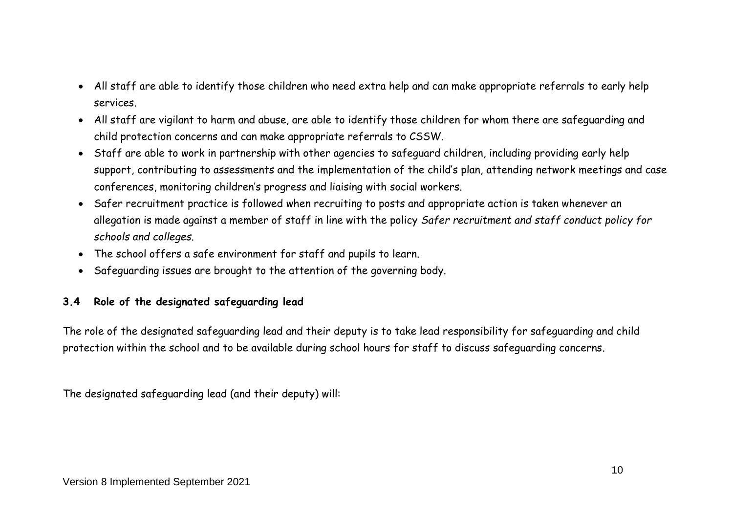- All staff are able to identify those children who need extra help and can make appropriate referrals to early help services.
- All staff are vigilant to harm and abuse, are able to identify those children for whom there are safeguarding and child protection concerns and can make appropriate referrals to CSSW.
- Staff are able to work in partnership with other agencies to safeguard children, including providing early help support, contributing to assessments and the implementation of the child's plan, attending network meetings and case conferences, monitoring children's progress and liaising with social workers.
- Safer recruitment practice is followed when recruiting to posts and appropriate action is taken whenever an allegation is made against a member of staff in line with the policy *Safer recruitment and staff conduct policy for schools and colleges.*
- The school offers a safe environment for staff and pupils to learn.
- Safeguarding issues are brought to the attention of the governing body.

### 3.4 Role of the designated safeguarding lead

The role of the designated safeguarding lead and their deputy is to take lead responsibility for safeguarding and child protection within the school and to be available during school hours for staff to discuss safeguarding concerns.

The designated safeguarding lead (and their deputy) will: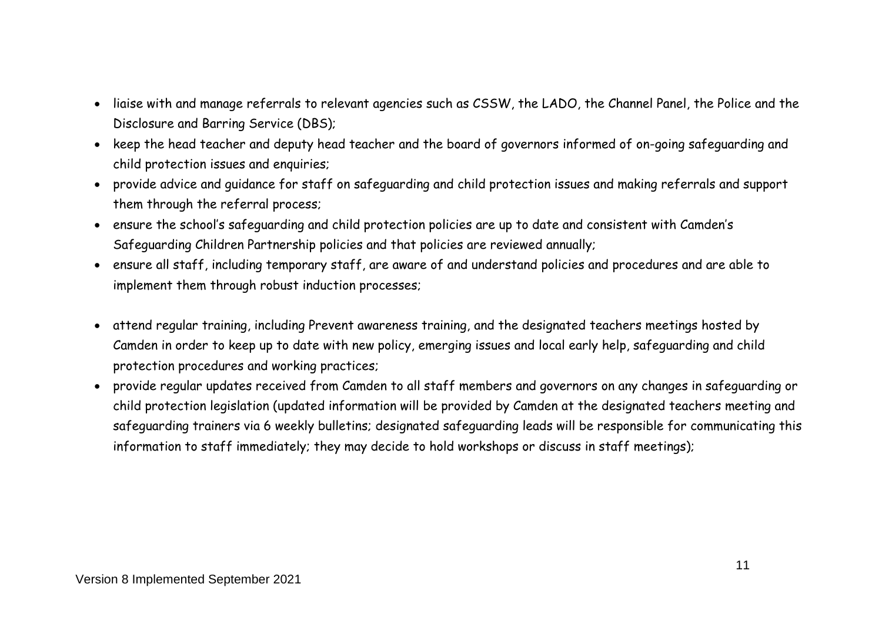- liaise with and manage referrals to relevant agencies such as CSSW, the LADO, the Channel Panel, the Police and the Disclosure and Barring Service (DBS);
- keep the head teacher and deputy head teacher and the board of governors informed of on-going safeguarding and child protection issues and enquiries;
- provide advice and guidance for staff on safeguarding and child protection issues and making referrals and support them through the referral process;
- ensure the school's safeguarding and child protection policies are up to date and consistent with Camden's Safeguarding Children Partnership policies and that policies are reviewed annually;
- ensure all staff, including temporary staff, are aware of and understand policies and procedures and are able to implement them through robust induction processes;
- attend regular training, including Prevent awareness training, and the designated teachers meetings hosted by Camden in order to keep up to date with new policy, emerging issues and local early help, safeguarding and child protection procedures and working practices;
- provide regular updates received from Camden to all staff members and governors on any changes in safeguarding or child protection legislation (updated information will be provided by Camden at the designated teachers meeting and safeguarding trainers via 6 weekly bulletins; designated safeguarding leads will be responsible for communicating this information to staff immediately; they may decide to hold workshops or discuss in staff meetings);

Version 8 Implemented September 2021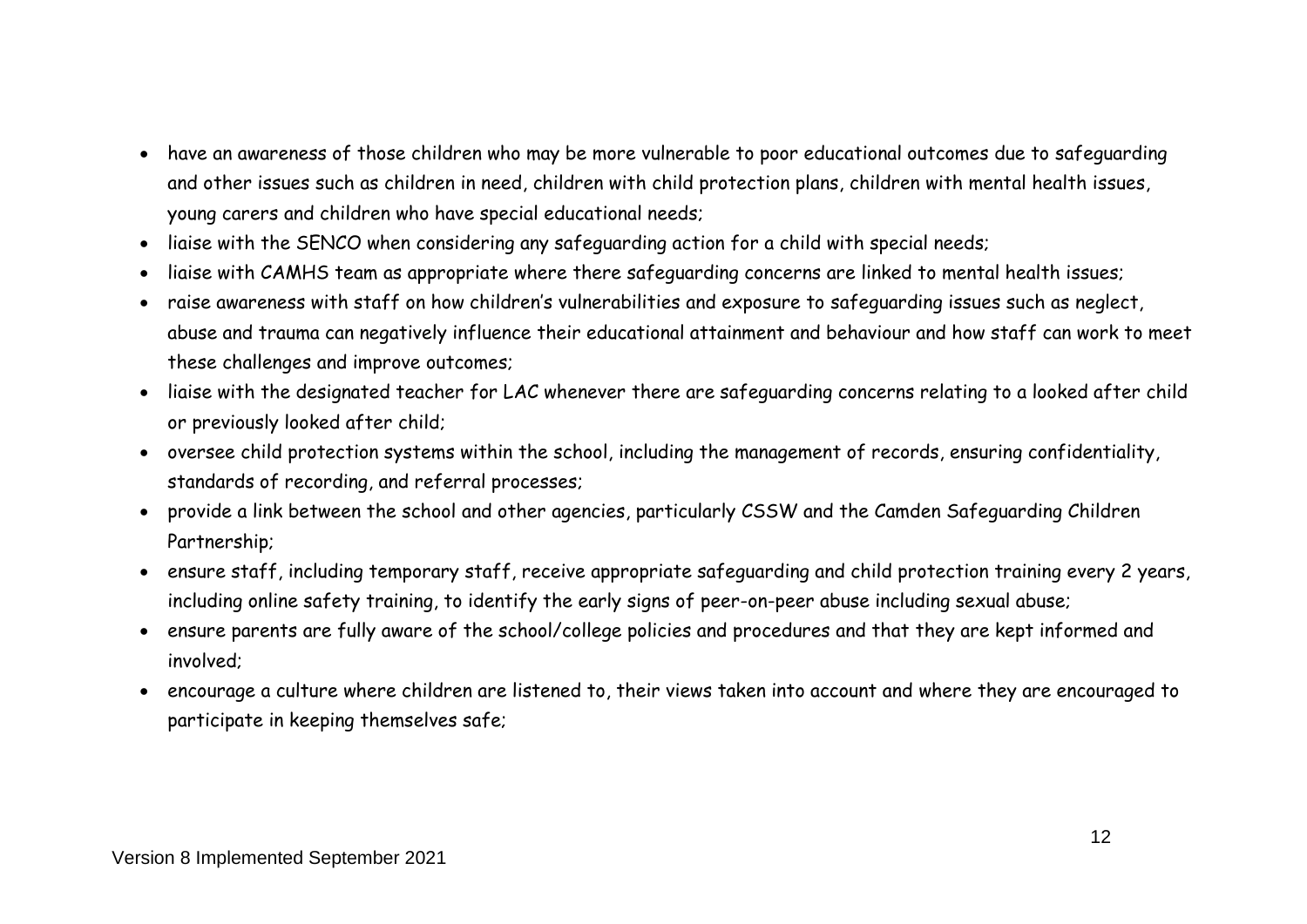- have an awareness of those children who may be more vulnerable to poor educational outcomes due to safeguarding and other issues such as children in need, children with child protection plans, children with mental health issues, young carers and children who have special educational needs;
- liaise with the SENCO when considering any safeguarding action for a child with special needs;
- liaise with CAMHS team as appropriate where there safeguarding concerns are linked to mental health issues;
- raise awareness with staff on how children's vulnerabilities and exposure to safeguarding issues such as neglect, abuse and trauma can negatively influence their educational attainment and behaviour and how staff can work to meet these challenges and improve outcomes;
- liaise with the designated teacher for LAC whenever there are safeguarding concerns relating to a looked after child or previously looked after child;
- oversee child protection systems within the school, including the management of records, ensuring confidentiality, standards of recording, and referral processes;
- provide a link between the school and other agencies, particularly CSSW and the Camden Safeguarding Children Partnership;
- ensure staff, including temporary staff, receive appropriate safeguarding and child protection training every 2 years, including online safety training, to identify the early signs of peer-on-peer abuse including sexual abuse;
- ensure parents are fully aware of the school/college policies and procedures and that they are kept informed and involved;
- encourage a culture where children are listened to, their views taken into account and where they are encouraged to participate in keeping themselves safe;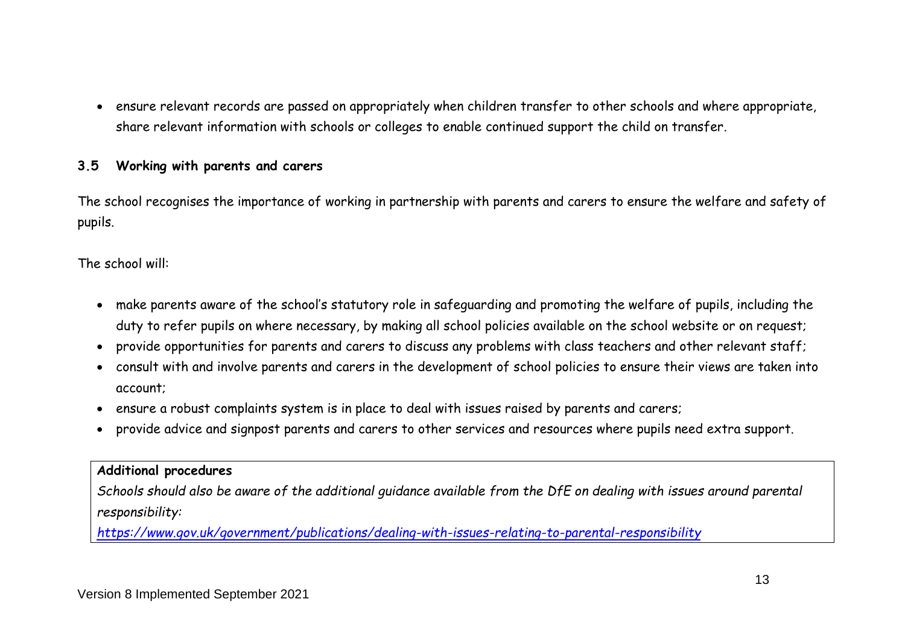- ensure relevant records are passed on appropriately when children transfer to other schools and where appropriate, share relevant information with schools or colleges to enable continued support the child on transfer.

### 3.5 Working with parents and carers

The school recognises the importance of working in partnership with parents and carers to ensure the welfare and safety of pupils.

The school will:

- make parents aware of the school's statutory role in safeguarding and promoting the welfare of pupils, including the duty to refer pupils on where necessary, by making all school policies available on the school website or on request;
- provide opportunities for parents and carers to discuss any problems with class teachers and other relevant staff;
- consult with and involve parents and carers in the development of school policies to ensure their views are taken into account;
- ensure a robust complaints system is in place to deal with issues raised by parents and carers;
- provide advice and signpost parents and carers to other services and resources where pupils need extra support.

| **Additional procedures** |
|---|
| *Schools should also be aware of the additional guidance available from the DfE on dealing with issues around parental responsibility:* *https://www.gov.uk/government/publications/dealing-with-issues-relating-to-parental-responsibility* |

Version 8 Implemented September 2021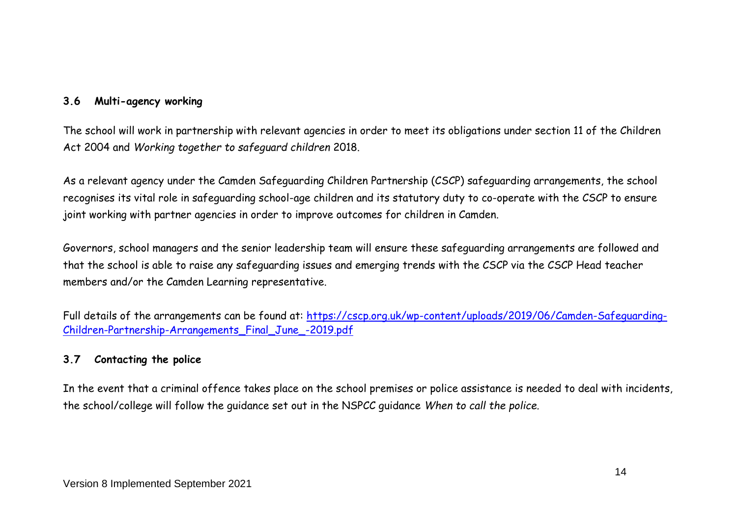### 3.6 Multi-agency working

The school will work in partnership with relevant agencies in order to meet its obligations under section 11 of the Children Act 2004 and *Working together to safeguard children* 2018.

As a relevant agency under the Camden Safeguarding Children Partnership (CSCP) safeguarding arrangements, the school recognises its vital role in safeguarding school-age children and its statutory duty to co-operate with the CSCP to ensure joint working with partner agencies in order to improve outcomes for children in Camden.

Governors, school managers and the senior leadership team will ensure these safeguarding arrangements are followed and that the school is able to raise any safeguarding issues and emerging trends with the CSCP via the CSCP Head teacher members and/or the Camden Learning representative.

Full details of the arrangements can be found at: [https://cscp.org.uk/wp-content/uploads/2019/06/Camden-Safeguarding-Children-Partnership-Arrangements_Final_June_-2019.pdf](https://cscp.org.uk/wp-content/uploads/2019/06/Camden-Safeguarding-Children-Partnership-Arrangements_Final_June_-2019.pdf)

### 3.7 Contacting the police

In the event that a criminal offence takes place on the school premises or police assistance is needed to deal with incidents, the school/college will follow the guidance set out in the NSPCC guidance *When to call the police.*

Version 8 Implemented September 2021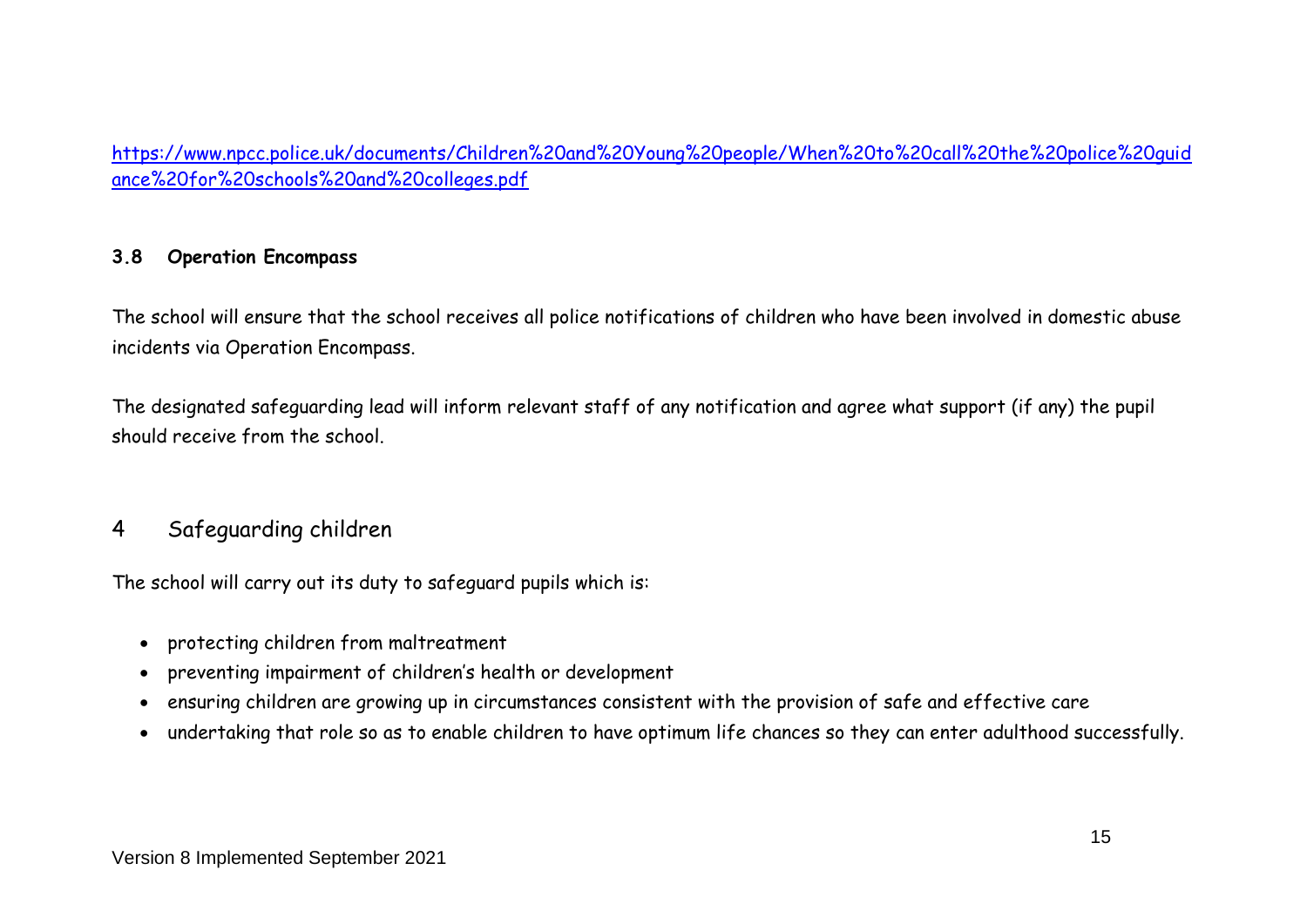[https://www.npcc.police.uk/documents/Children%20and%20Young%20people/When%20to%20call%20the%20police%20guidance%20for%20schools%20and%20colleges.pdf](https://www.npcc.police.uk/documents/Children%20and%20Young%20people/When%20to%20call%20the%20police%20guidance%20for%20schools%20and%20colleges.pdf)

### 3.8 Operation Encompass

The school will ensure that the school receives all police notifications of children who have been involved in domestic abuse incidents via Operation Encompass.

The designated safeguarding lead will inform relevant staff of any notification and agree what support (if any) the pupil should receive from the school.

## 4 Safeguarding children

The school will carry out its duty to safeguard pupils which is:

- protecting children from maltreatment
- preventing impairment of children's health or development
- ensuring children are growing up in circumstances consistent with the provision of safe and effective care
- undertaking that role so as to enable children to have optimum life chances so they can enter adulthood successfully.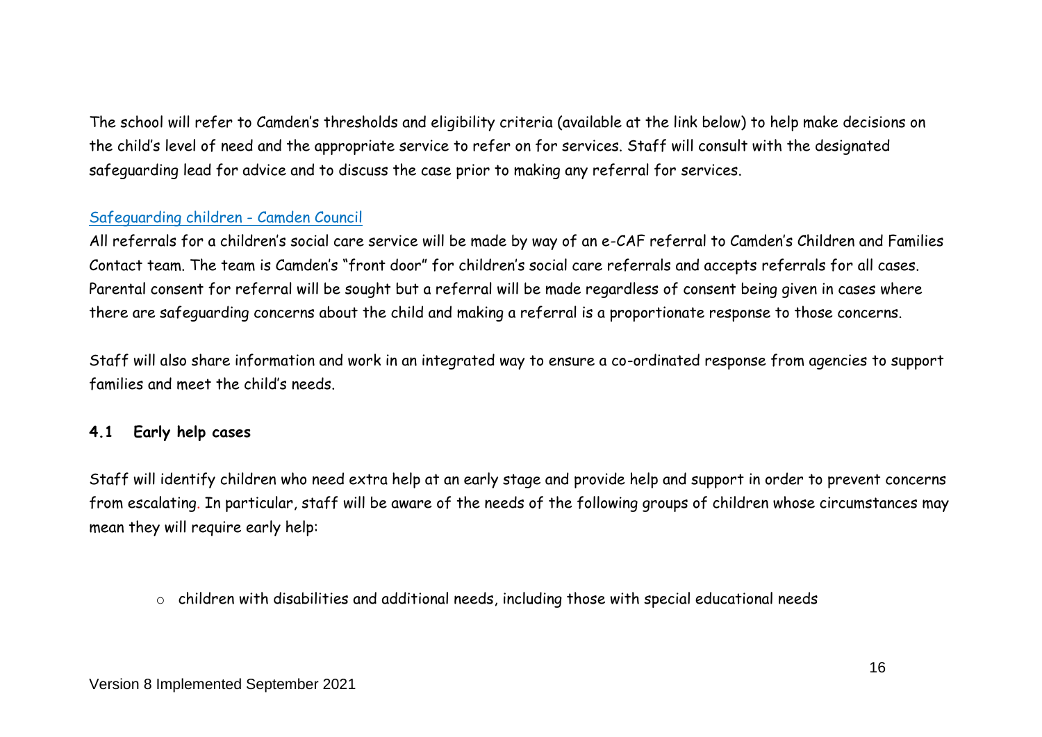The school will refer to Camden's thresholds and eligibility criteria (available at the link below) to help make decisions on the child's level of need and the appropriate service to refer on for services. Staff will consult with the designated safeguarding lead for advice and to discuss the case prior to making any referral for services.

[Safeguarding children - Camden Council]

All referrals for a children's social care service will be made by way of an e-CAF referral to Camden's Children and Families Contact team. The team is Camden's "front door" for children's social care referrals and accepts referrals for all cases. Parental consent for referral will be sought but a referral will be made regardless of consent being given in cases where there are safeguarding concerns about the child and making a referral is a proportionate response to those concerns.

Staff will also share information and work in an integrated way to ensure a co-ordinated response from agencies to support families and meet the child's needs.

### 4.1 Early help cases

Staff will identify children who need extra help at an early stage and provide help and support in order to prevent concerns from escalating. In particular, staff will be aware of the needs of the following groups of children whose circumstances may mean they will require early help:

- children with disabilities and additional needs, including those with special educational needs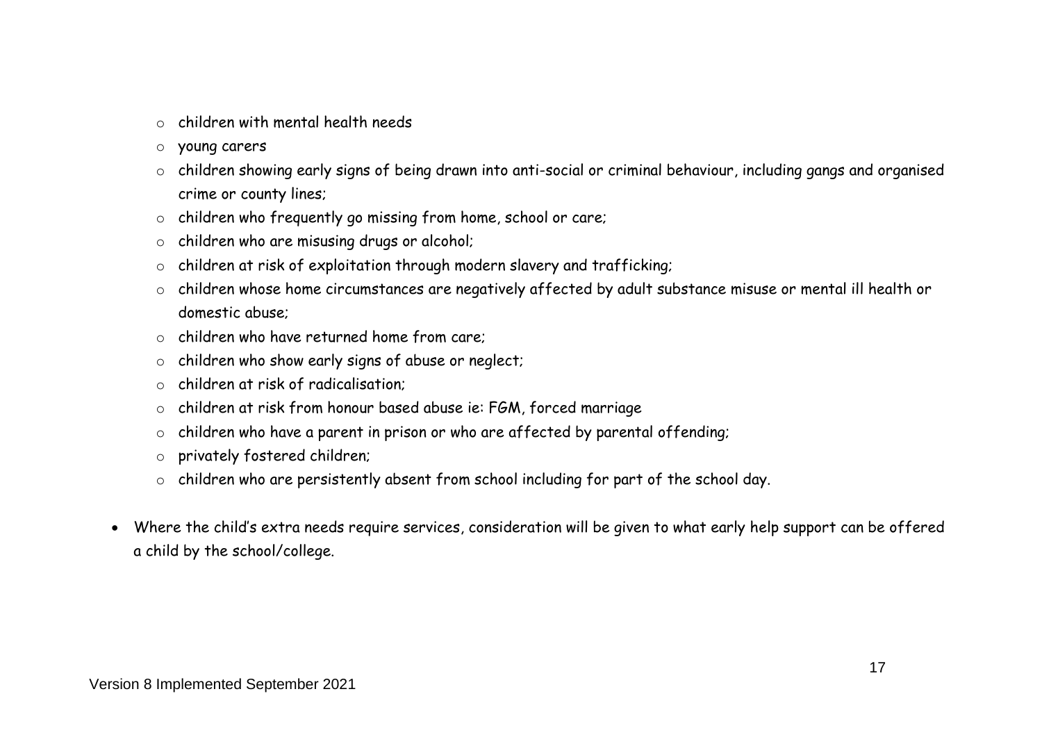- children with mental health needs
  - young carers
  - children showing early signs of being drawn into anti-social or criminal behaviour, including gangs and organised crime or county lines;
  - children who frequently go missing from home, school or care;
  - children who are misusing drugs or alcohol;
  - children at risk of exploitation through modern slavery and trafficking;
  - children whose home circumstances are negatively affected by adult substance misuse or mental ill health or domestic abuse;
  - children who have returned home from care;
  - children who show early signs of abuse or neglect;
  - children at risk of radicalisation;
  - children at risk from honour based abuse ie: FGM, forced marriage
  - children who have a parent in prison or who are affected by parental offending;
  - privately fostered children;
  - children who are persistently absent from school including for part of the school day.

- Where the child's extra needs require services, consideration will be given to what early help support can be offered a child by the school/college.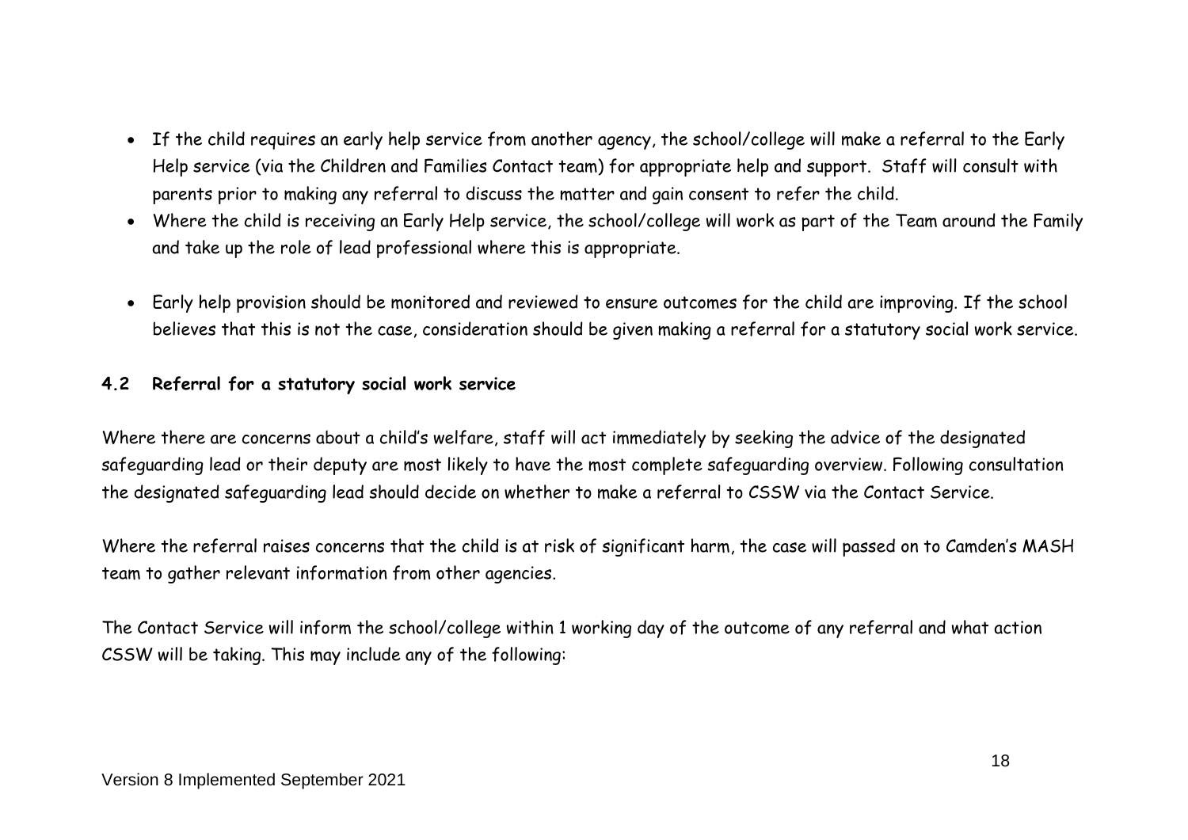- If the child requires an early help service from another agency, the school/college will make a referral to the Early Help service (via the Children and Families Contact team) for appropriate help and support. Staff will consult with parents prior to making any referral to discuss the matter and gain consent to refer the child.
- Where the child is receiving an Early Help service, the school/college will work as part of the Team around the Family and take up the role of lead professional where this is appropriate.
- Early help provision should be monitored and reviewed to ensure outcomes for the child are improving. If the school believes that this is not the case, consideration should be given making a referral for a statutory social work service.

### 4.2 Referral for a statutory social work service

Where there are concerns about a child's welfare, staff will act immediately by seeking the advice of the designated safeguarding lead or their deputy are most likely to have the most complete safeguarding overview. Following consultation the designated safeguarding lead should decide on whether to make a referral to CSSW via the Contact Service.

Where the referral raises concerns that the child is at risk of significant harm, the case will passed on to Camden's MASH team to gather relevant information from other agencies.

The Contact Service will inform the school/college within 1 working day of the outcome of any referral and what action CSSW will be taking. This may include any of the following: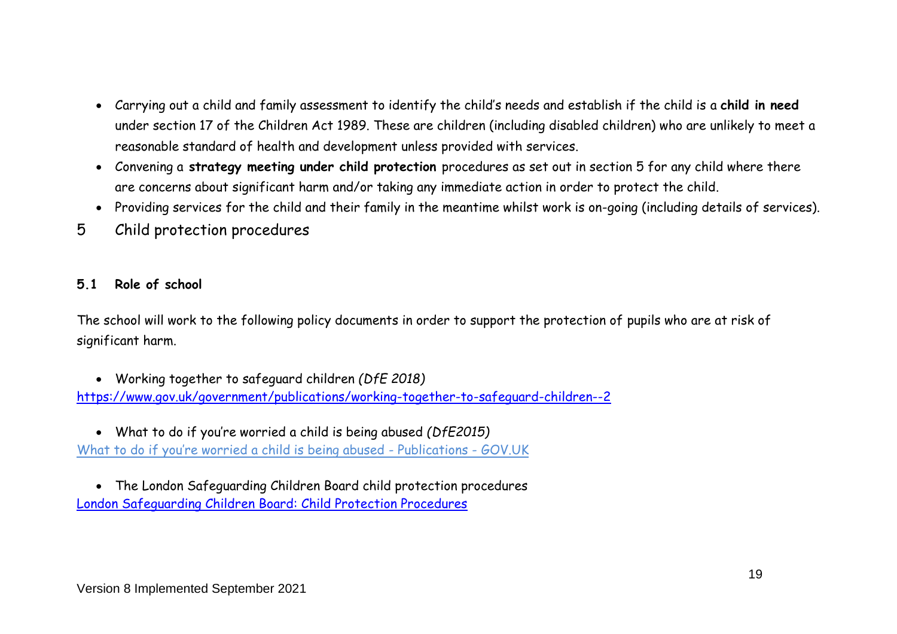- Carrying out a child and family assessment to identify the child's needs and establish if the child is a **child in need** under section 17 of the Children Act 1989. These are children (including disabled children) who are unlikely to meet a reasonable standard of health and development unless provided with services.
- Convening a **strategy meeting under child protection** procedures as set out in section 5 for any child where there are concerns about significant harm and/or taking any immediate action in order to protect the child.
- Providing services for the child and their family in the meantime whilst work is on-going (including details of services).

# 5 Child protection procedures

### 5.1 Role of school

The school will work to the following policy documents in order to support the protection of pupils who are at risk of significant harm.

- Working together to safeguard children *(DfE 2018)*

https://www.gov.uk/government/publications/working-together-to-safeguard-children--2

- What to do if you're worried a child is being abused *(DfE2015)*

What to do if you're worried a child is being abused - Publications - GOV.UK

- The London Safeguarding Children Board child protection procedures

London Safeguarding Children Board: Child Protection Procedures

Version 8 Implemented September 2021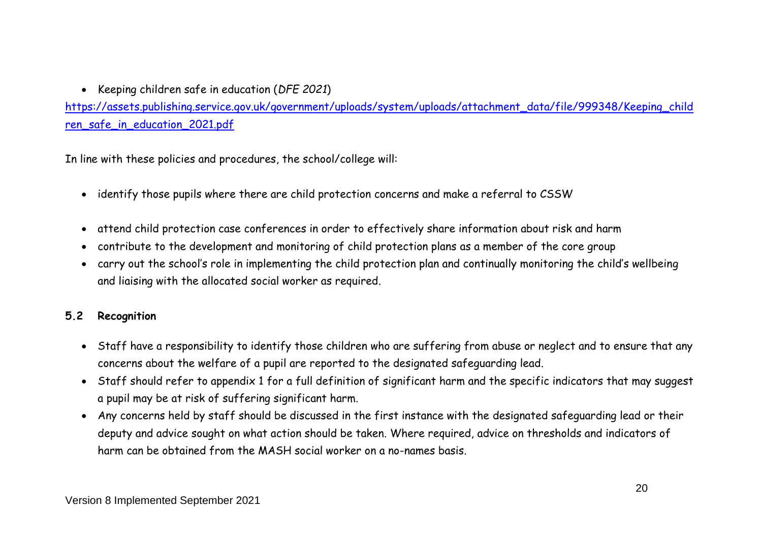- Keeping children safe in education (*DFE 2021*)

[https://assets.publishing.service.gov.uk/government/uploads/system/uploads/attachment_data/file/999348/Keeping_children_safe_in_education_2021.pdf](https://assets.publishing.service.gov.uk/government/uploads/system/uploads/attachment_data/file/999348/Keeping_children_safe_in_education_2021.pdf)

In line with these policies and procedures, the school/college will:

- identify those pupils where there are child protection concerns and make a referral to CSSW
- attend child protection case conferences in order to effectively share information about risk and harm
- contribute to the development and monitoring of child protection plans as a member of the core group
- carry out the school's role in implementing the child protection plan and continually monitoring the child's wellbeing and liaising with the allocated social worker as required.

### 5.2 Recognition

- Staff have a responsibility to identify those children who are suffering from abuse or neglect and to ensure that any concerns about the welfare of a pupil are reported to the designated safeguarding lead.
- Staff should refer to appendix 1 for a full definition of significant harm and the specific indicators that may suggest a pupil may be at risk of suffering significant harm.
- Any concerns held by staff should be discussed in the first instance with the designated safeguarding lead or their deputy and advice sought on what action should be taken. Where required, advice on thresholds and indicators of harm can be obtained from the MASH social worker on a no-names basis.

Version 8 Implemented September 2021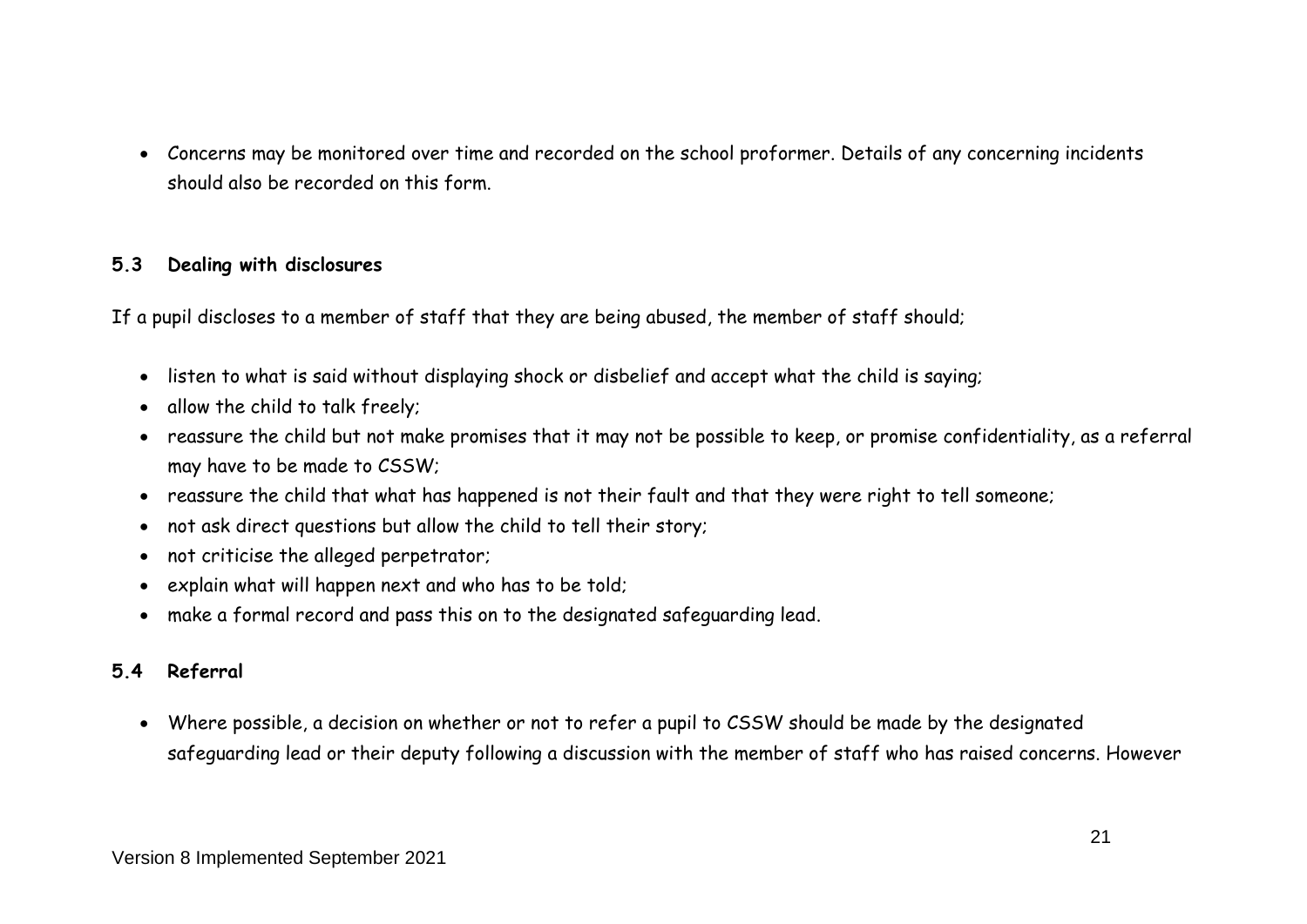- Concerns may be monitored over time and recorded on the school proformer. Details of any concerning incidents should also be recorded on this form.

### 5.3 Dealing with disclosures

If a pupil discloses to a member of staff that they are being abused, the member of staff should;

- listen to what is said without displaying shock or disbelief and accept what the child is saying;
- allow the child to talk freely;
- reassure the child but not make promises that it may not be possible to keep, or promise confidentiality, as a referral may have to be made to CSSW;
- reassure the child that what has happened is not their fault and that they were right to tell someone;
- not ask direct questions but allow the child to tell their story;
- not criticise the alleged perpetrator;
- explain what will happen next and who has to be told;
- make a formal record and pass this on to the designated safeguarding lead.

### 5.4 Referral

- Where possible, a decision on whether or not to refer a pupil to CSSW should be made by the designated safeguarding lead or their deputy following a discussion with the member of staff who has raised concerns. However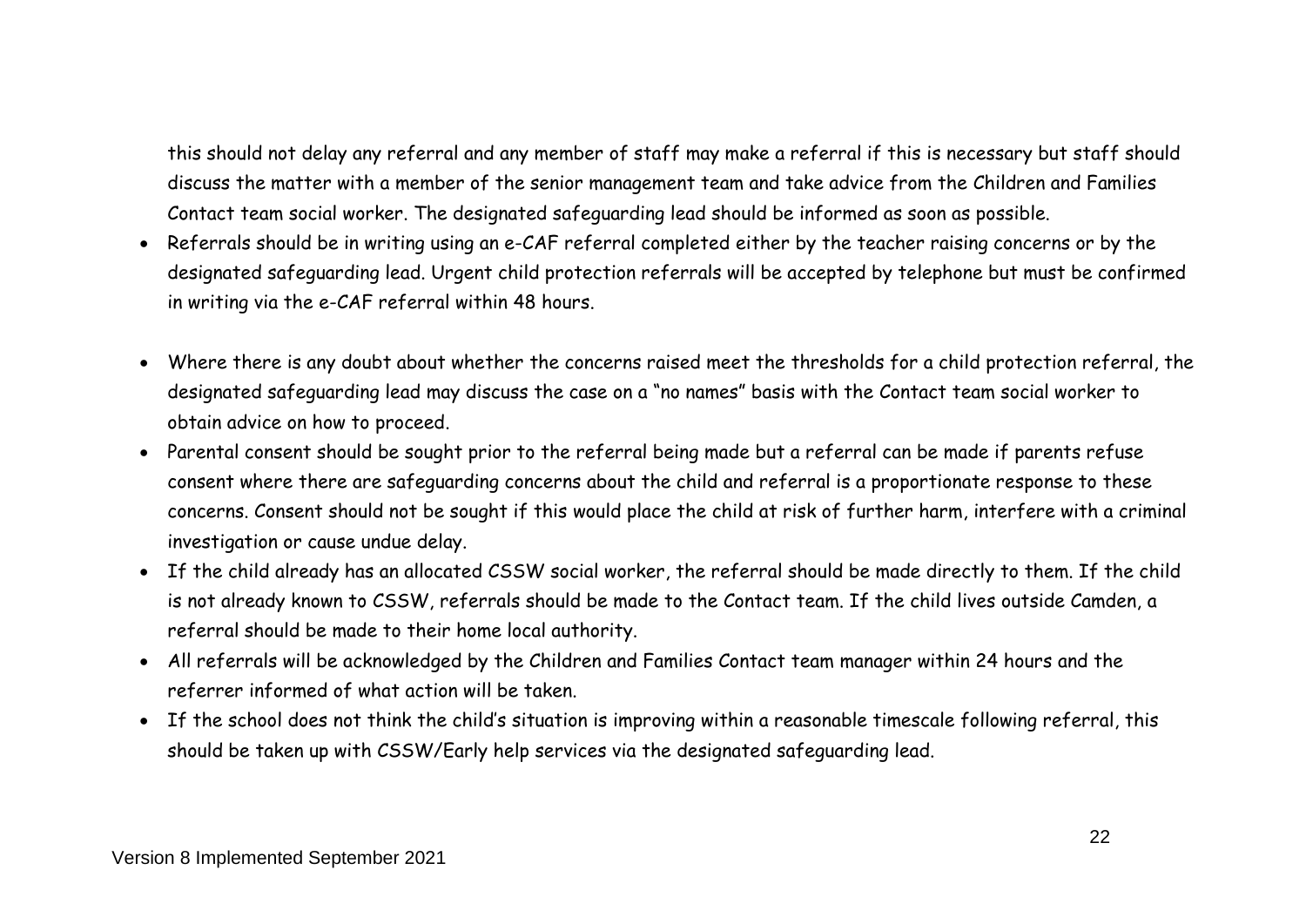this should not delay any referral and any member of staff may make a referral if this is necessary but staff should discuss the matter with a member of the senior management team and take advice from the Children and Families Contact team social worker. The designated safeguarding lead should be informed as soon as possible.

- Referrals should be in writing using an e-CAF referral completed either by the teacher raising concerns or by the designated safeguarding lead. Urgent child protection referrals will be accepted by telephone but must be confirmed in writing via the e-CAF referral within 48 hours.

- Where there is any doubt about whether the concerns raised meet the thresholds for a child protection referral, the designated safeguarding lead may discuss the case on a "no names" basis with the Contact team social worker to obtain advice on how to proceed.
- Parental consent should be sought prior to the referral being made but a referral can be made if parents refuse consent where there are safeguarding concerns about the child and referral is a proportionate response to these concerns. Consent should not be sought if this would place the child at risk of further harm, interfere with a criminal investigation or cause undue delay.
- If the child already has an allocated CSSW social worker, the referral should be made directly to them. If the child is not already known to CSSW, referrals should be made to the Contact team. If the child lives outside Camden, a referral should be made to their home local authority.
- All referrals will be acknowledged by the Children and Families Contact team manager within 24 hours and the referrer informed of what action will be taken.
- If the school does not think the child's situation is improving within a reasonable timescale following referral, this should be taken up with CSSW/Early help services via the designated safeguarding lead.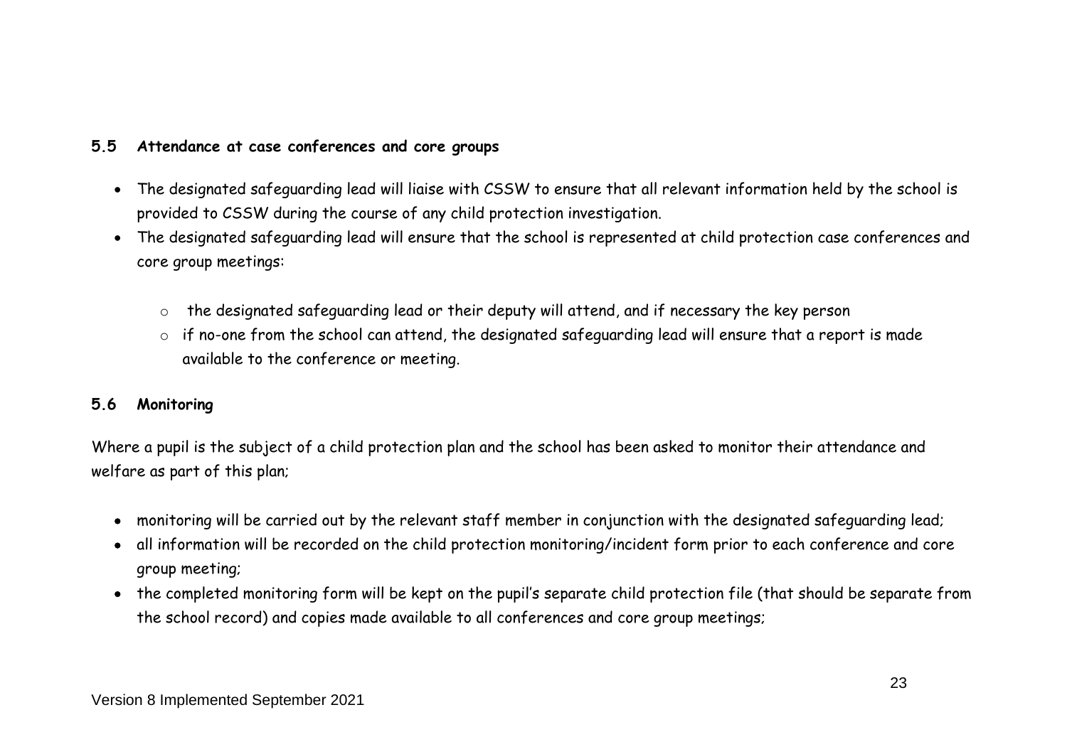### 5.5 Attendance at case conferences and core groups

- The designated safeguarding lead will liaise with CSSW to ensure that all relevant information held by the school is provided to CSSW during the course of any child protection investigation.
- The designated safeguarding lead will ensure that the school is represented at child protection case conferences and core group meetings:
  - the designated safeguarding lead or their deputy will attend, and if necessary the key person
  - if no-one from the school can attend, the designated safeguarding lead will ensure that a report is made available to the conference or meeting.

### 5.6 Monitoring

Where a pupil is the subject of a child protection plan and the school has been asked to monitor their attendance and welfare as part of this plan;

- monitoring will be carried out by the relevant staff member in conjunction with the designated safeguarding lead;
- all information will be recorded on the child protection monitoring/incident form prior to each conference and core group meeting;
- the completed monitoring form will be kept on the pupil's separate child protection file (that should be separate from the school record) and copies made available to all conferences and core group meetings;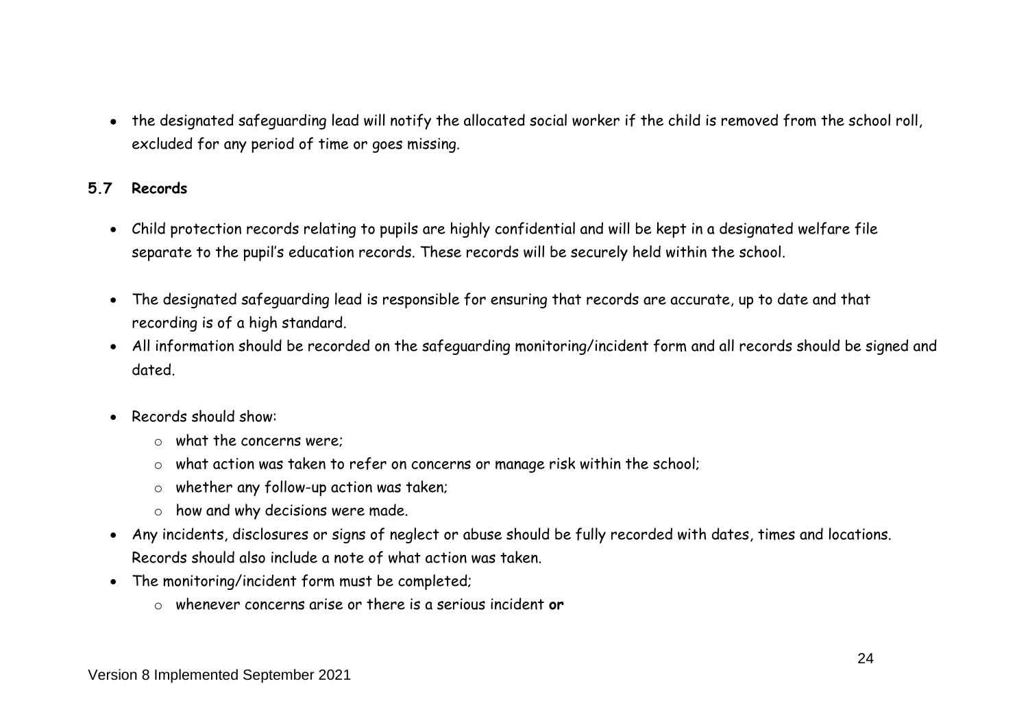- the designated safeguarding lead will notify the allocated social worker if the child is removed from the school roll, excluded for any period of time or goes missing.

### 5.7 Records

- Child protection records relating to pupils are highly confidential and will be kept in a designated welfare file separate to the pupil's education records. These records will be securely held within the school.
- The designated safeguarding lead is responsible for ensuring that records are accurate, up to date and that recording is of a high standard.
- All information should be recorded on the safeguarding monitoring/incident form and all records should be signed and dated.
- Records should show:
  - what the concerns were;
  - what action was taken to refer on concerns or manage risk within the school;
  - whether any follow-up action was taken;
  - how and why decisions were made.
- Any incidents, disclosures or signs of neglect or abuse should be fully recorded with dates, times and locations. Records should also include a note of what action was taken.
- The monitoring/incident form must be completed;
  - whenever concerns arise or there is a serious incident **or**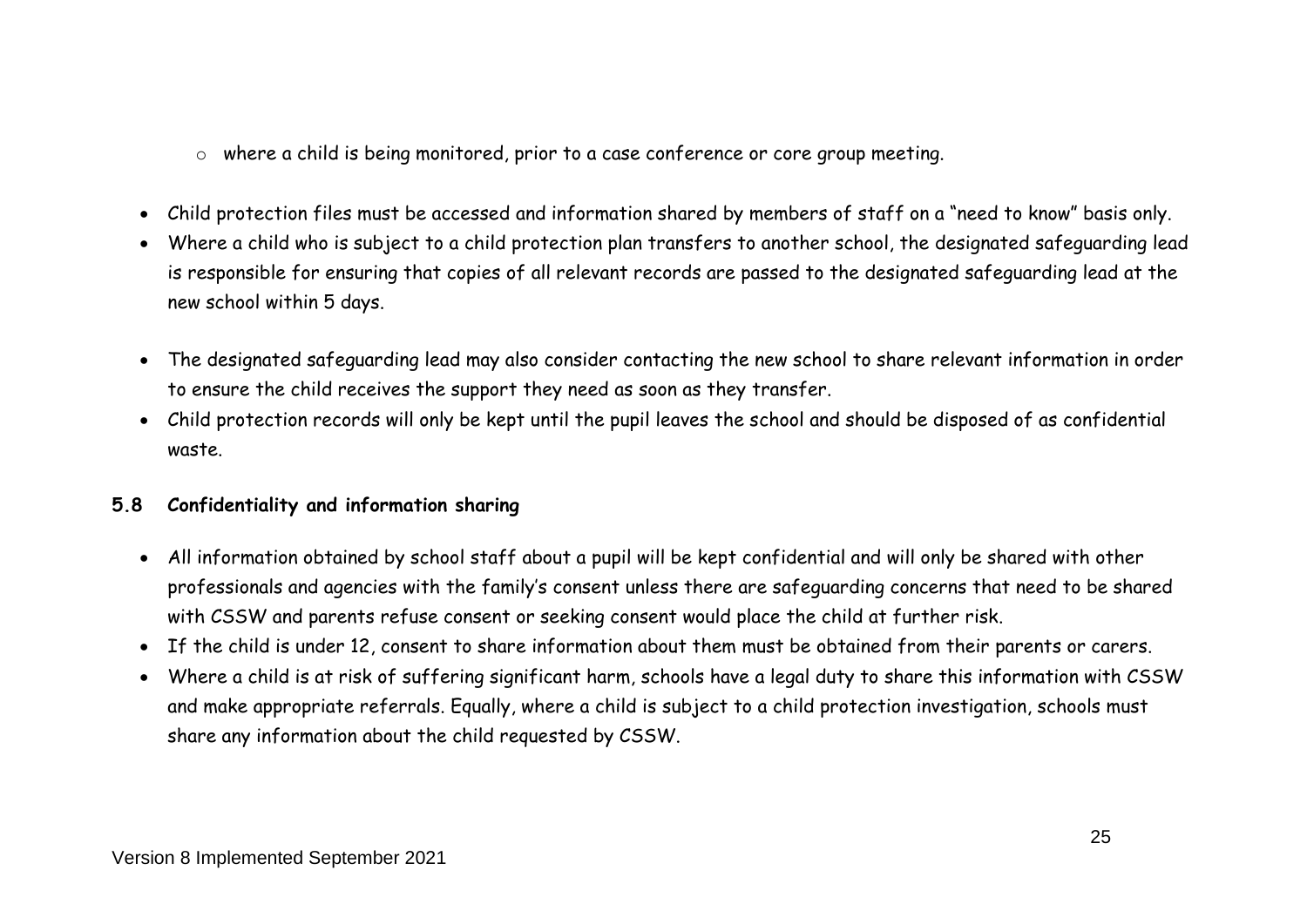- where a child is being monitored, prior to a case conference or core group meeting.

- Child protection files must be accessed and information shared by members of staff on a "need to know" basis only.
- Where a child who is subject to a child protection plan transfers to another school, the designated safeguarding lead is responsible for ensuring that copies of all relevant records are passed to the designated safeguarding lead at the new school within 5 days.
- The designated safeguarding lead may also consider contacting the new school to share relevant information in order to ensure the child receives the support they need as soon as they transfer.
- Child protection records will only be kept until the pupil leaves the school and should be disposed of as confidential waste.

### 5.8 *Confidentiality and information sharing*

- All information obtained by school staff about a pupil will be kept confidential and will only be shared with other professionals and agencies with the family's consent unless there are safeguarding concerns that need to be shared with CSSW and parents refuse consent or seeking consent would place the child at further risk.
- If the child is under 12, consent to share information about them must be obtained from their parents or carers.
- Where a child is at risk of suffering significant harm, schools have a legal duty to share this information with CSSW and make appropriate referrals. Equally, where a child is subject to a child protection investigation, schools must share any information about the child requested by CSSW.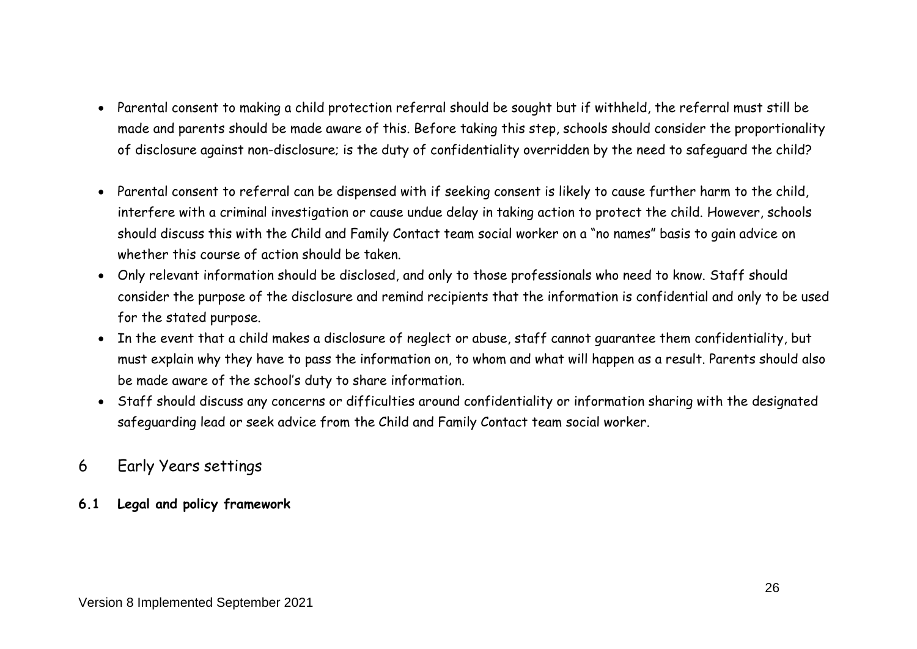- Parental consent to making a child protection referral should be sought but if withheld, the referral must still be made and parents should be made aware of this. Before taking this step, schools should consider the proportionality of disclosure against non-disclosure; is the duty of confidentiality overridden by the need to safeguard the child?
- Parental consent to referral can be dispensed with if seeking consent is likely to cause further harm to the child, interfere with a criminal investigation or cause undue delay in taking action to protect the child. However, schools should discuss this with the Child and Family Contact team social worker on a "no names" basis to gain advice on whether this course of action should be taken.
- Only relevant information should be disclosed, and only to those professionals who need to know. Staff should consider the purpose of the disclosure and remind recipients that the information is confidential and only to be used for the stated purpose.
- In the event that a child makes a disclosure of neglect or abuse, staff cannot guarantee them confidentiality, but must explain why they have to pass the information on, to whom and what will happen as a result. Parents should also be made aware of the school's duty to share information.
- Staff should discuss any concerns or difficulties around confidentiality or information sharing with the designated safeguarding lead or seek advice from the Child and Family Contact team social worker.

# 6 Early Years settings

### 6.1 Legal and policy framework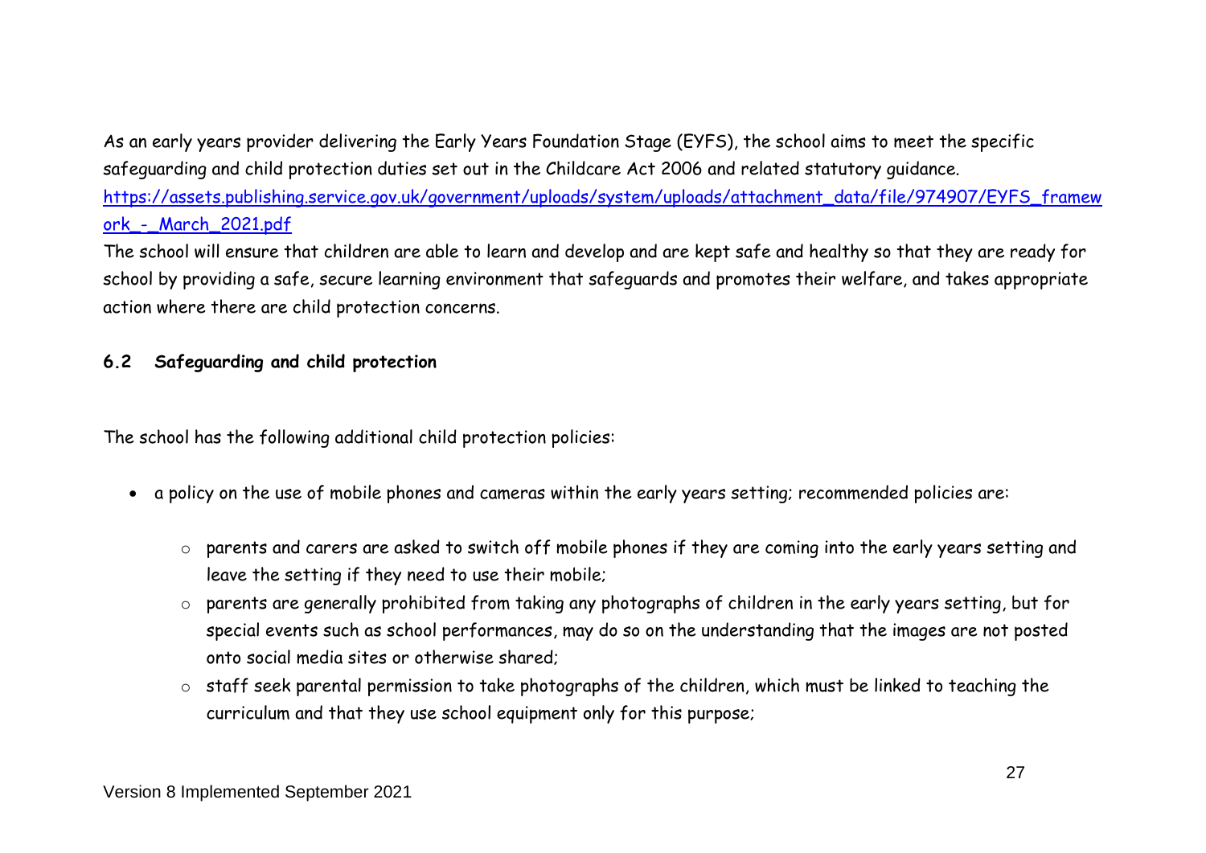As an early years provider delivering the Early Years Foundation Stage (EYFS), the school aims to meet the specific safeguarding and child protection duties set out in the Childcare Act 2006 and related statutory guidance.
[https://assets.publishing.service.gov.uk/government/uploads/system/uploads/attachment_data/file/974907/EYFS_framework_-_March_2021.pdf](https://assets.publishing.service.gov.uk/government/uploads/system/uploads/attachment_data/file/974907/EYFS_framework_-_March_2021.pdf)
The school will ensure that children are able to learn and develop and are kept safe and healthy so that they are ready for school by providing a safe, secure learning environment that safeguards and promotes their welfare, and takes appropriate action where there are child protection concerns.

### 6.2 Safeguarding and child protection

The school has the following additional child protection policies:

- a policy on the use of mobile phones and cameras within the early years setting; recommended policies are:
    - parents and carers are asked to switch off mobile phones if they are coming into the early years setting and leave the setting if they need to use their mobile;
    - parents are generally prohibited from taking any photographs of children in the early years setting, but for special events such as school performances, may do so on the understanding that the images are not posted onto social media sites or otherwise shared;
    - staff seek parental permission to take photographs of the children, which must be linked to teaching the curriculum and that they use school equipment only for this purpose;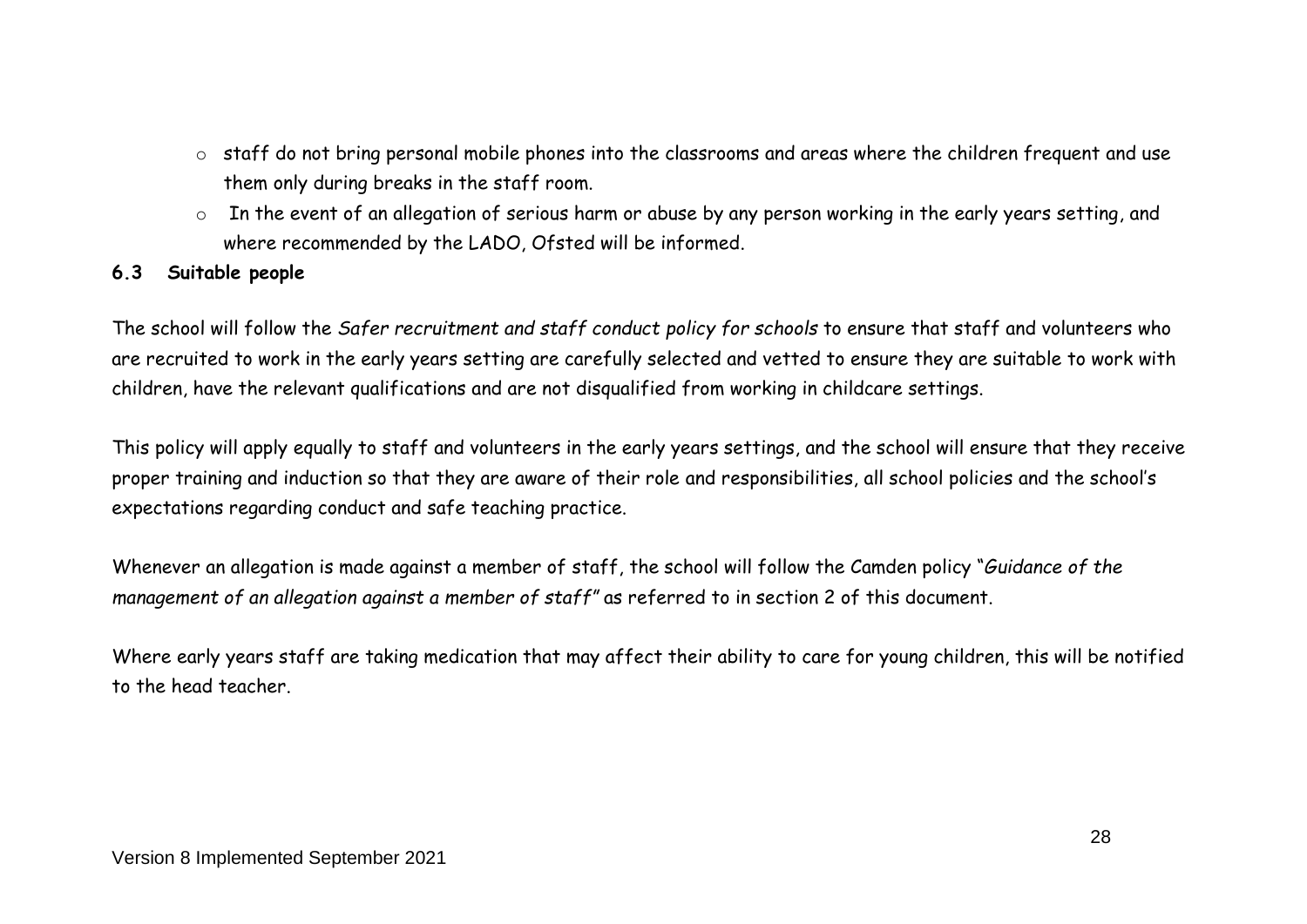- staff do not bring personal mobile phones into the classrooms and areas where the children frequent and use them only during breaks in the staff room.
- In the event of an allegation of serious harm or abuse by any person working in the early years setting, and where recommended by the LADO, Ofsted will be informed.

### 6.3 Suitable people

The school will follow the *Safer recruitment and staff conduct policy for schools* to ensure that staff and volunteers who are recruited to work in the early years setting are carefully selected and vetted to ensure they are suitable to work with children, have the relevant qualifications and are not disqualified from working in childcare settings.

This policy will apply equally to staff and volunteers in the early years settings, and the school will ensure that they receive proper training and induction so that they are aware of their role and responsibilities, all school policies and the school's expectations regarding conduct and safe teaching practice.

Whenever an allegation is made against a member of staff, the school will follow the Camden policy "*Guidance of the management of an allegation against a member of staff"* as referred to in section 2 of this document.

Where early years staff are taking medication that may affect their ability to care for young children, this will be notified to the head teacher.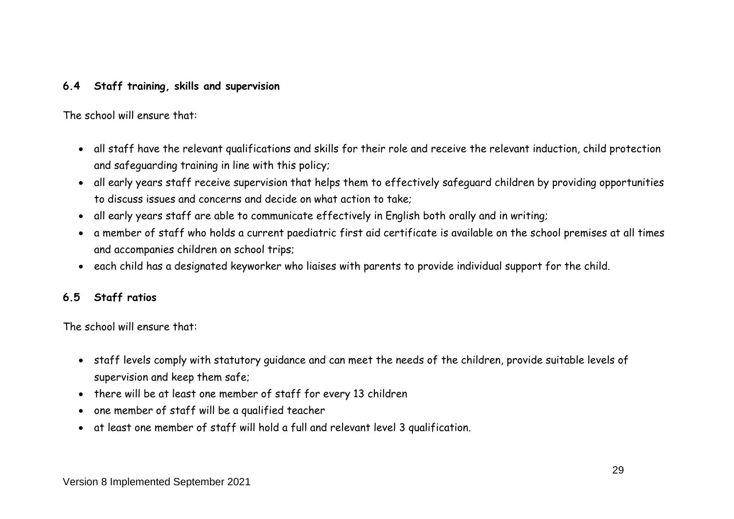### 6.4 Staff training, skills and supervision

The school will ensure that:

- all staff have the relevant qualifications and skills for their role and receive the relevant induction, child protection and safeguarding training in line with this policy;
- all early years staff receive supervision that helps them to effectively safeguard children by providing opportunities to discuss issues and concerns and decide on what action to take;
- all early years staff are able to communicate effectively in English both orally and in writing;
- a member of staff who holds a current paediatric first aid certificate is available on the school premises at all times and accompanies children on school trips;
- each child has a designated keyworker who liaises with parents to provide individual support for the child.

### 6.5 Staff ratios

The school will ensure that:

- staff levels comply with statutory guidance and can meet the needs of the children, provide suitable levels of supervision and keep them safe;
- there will be at least one member of staff for every 13 children
- one member of staff will be a qualified teacher
- at least one member of staff will hold a full and relevant level 3 qualification.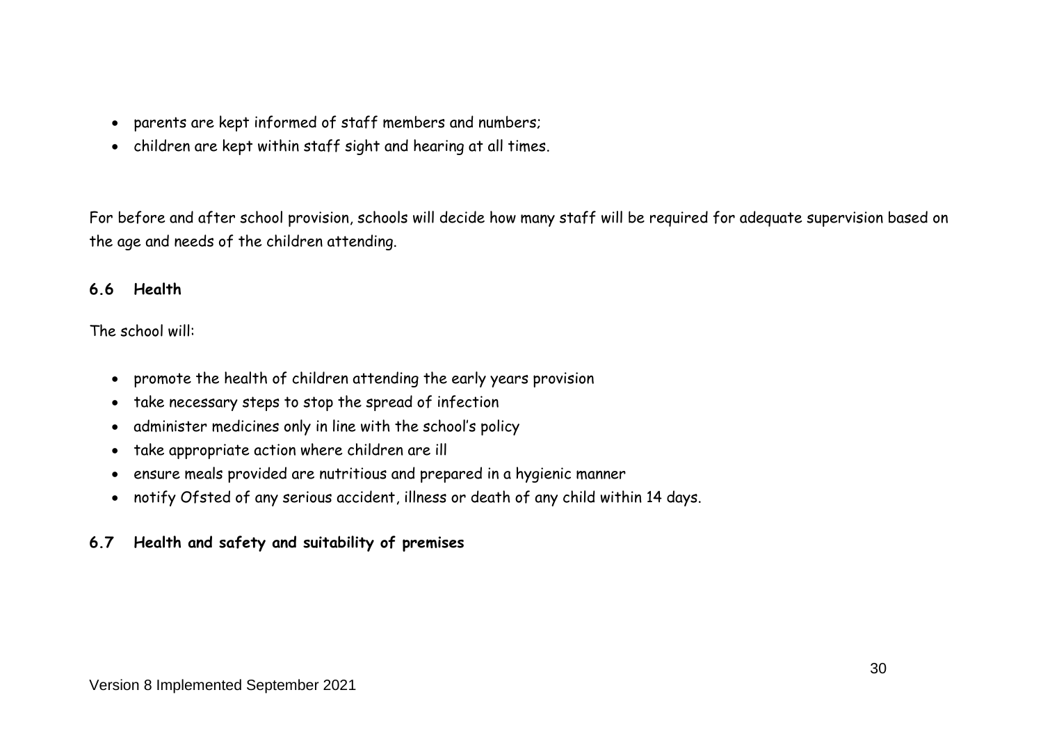- parents are kept informed of staff members and numbers;
- children are kept within staff sight and hearing at all times.

For before and after school provision, schools will decide how many staff will be required for adequate supervision based on the age and needs of the children attending.

### 6.6 Health

The school will:

- promote the health of children attending the early years provision
- take necessary steps to stop the spread of infection
- administer medicines only in line with the school's policy
- take appropriate action where children are ill
- ensure meals provided are nutritious and prepared in a hygienic manner
- notify Ofsted of any serious accident, illness or death of any child within 14 days.

### 6.7 Health and safety and suitability of premises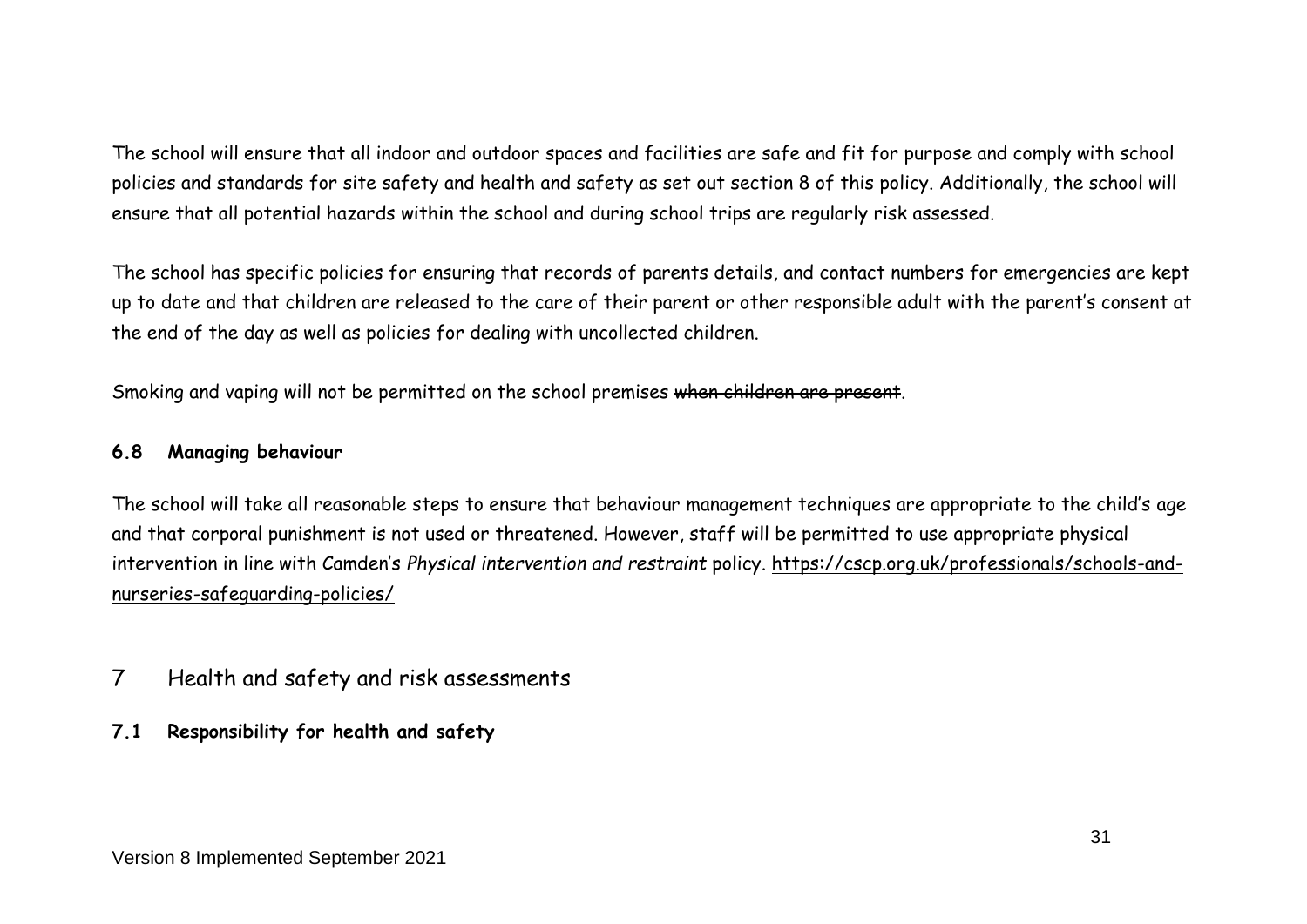The school will ensure that all indoor and outdoor spaces and facilities are safe and fit for purpose and comply with school policies and standards for site safety and health and safety as set out section 8 of this policy. Additionally, the school will ensure that all potential hazards within the school and during school trips are regularly risk assessed.

The school has specific policies for ensuring that records of parents details, and contact numbers for emergencies are kept up to date and that children are released to the care of their parent or other responsible adult with the parent's consent at the end of the day as well as policies for dealing with uncollected children.

Smoking and vaping will not be permitted on the school premises ~~when children are present~~.

### 6.8 Managing behaviour

The school will take all reasonable steps to ensure that behaviour management techniques are appropriate to the child's age and that corporal punishment is not used or threatened. However, staff will be permitted to use appropriate physical intervention in line with Camden's *Physical intervention and restraint* policy. [https://cscp.org.uk/professionals/schools-and-nurseries-safeguarding-policies/](https://cscp.org.uk/professionals/schools-and-nurseries-safeguarding-policies/)

## 7 Health and safety and risk assessments

### 7.1 Responsibility for health and safety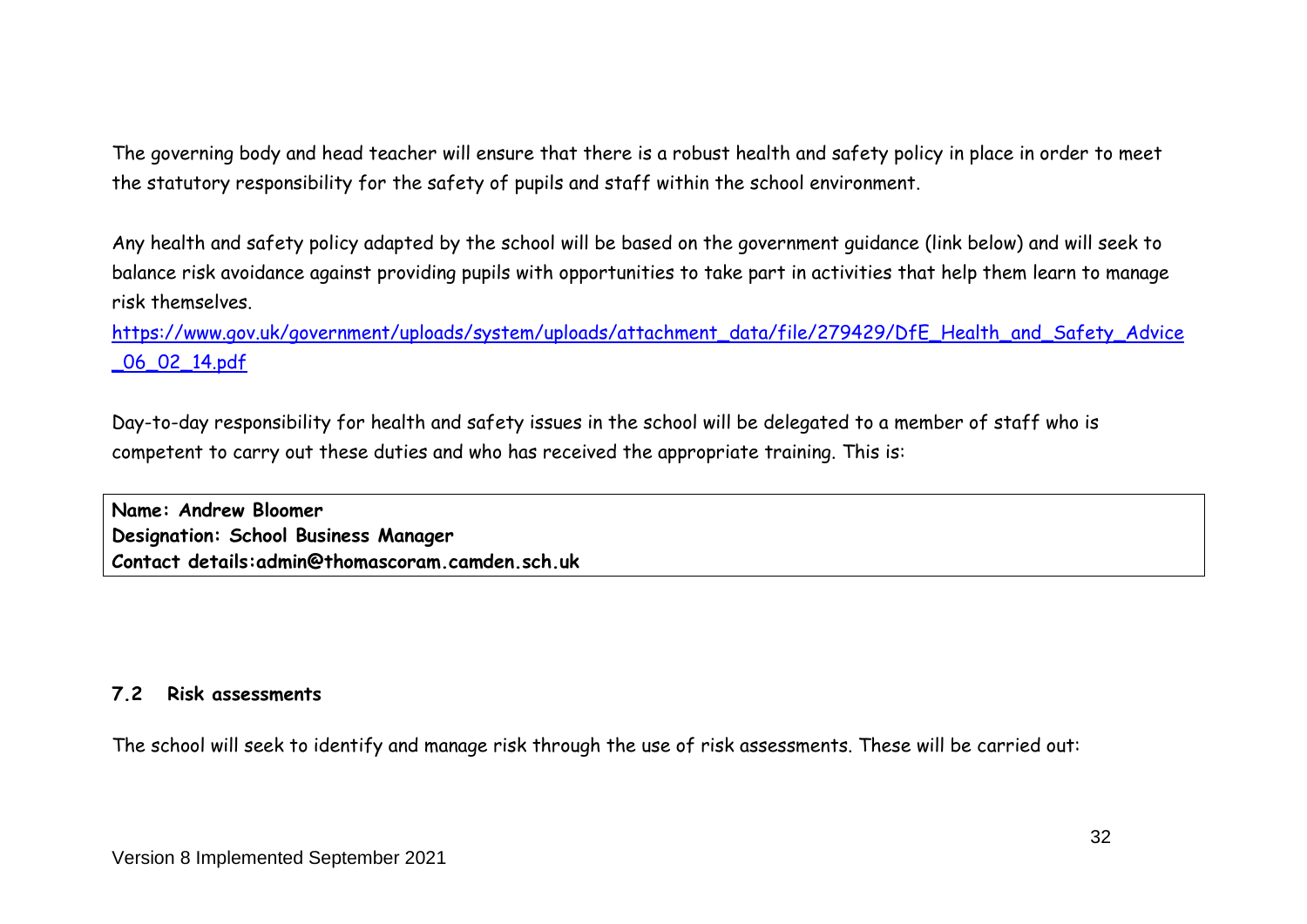The governing body and head teacher will ensure that there is a robust health and safety policy in place in order to meet the statutory responsibility for the safety of pupils and staff within the school environment.

Any health and safety policy adapted by the school will be based on the government guidance (link below) and will seek to balance risk avoidance against providing pupils with opportunities to take part in activities that help them learn to manage risk themselves.
[https://www.gov.uk/government/uploads/system/uploads/attachment_data/file/279429/DfE_Health_and_Safety_Advice_06_02_14.pdf](https://www.gov.uk/government/uploads/system/uploads/attachment_data/file/279429/DfE_Health_and_Safety_Advice_06_02_14.pdf)

Day-to-day responsibility for health and safety issues in the school will be delegated to a member of staff who is competent to carry out these duties and who has received the appropriate training. This is:

| **Name: Andrew Bloomer**<br>**Designation: School Business Manager**<br>**Contact details:admin@thomascoram.camden.sch.uk** |
|---|

### 7.2 Risk assessments

The school will seek to identify and manage risk through the use of risk assessments. These will be carried out:

Version 8 Implemented September 2021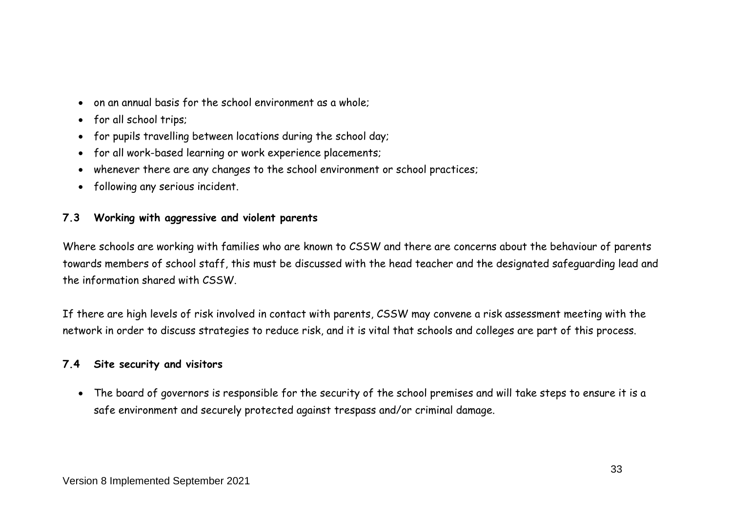- on an annual basis for the school environment as a whole;
- for all school trips;
- for pupils travelling between locations during the school day;
- for all work-based learning or work experience placements;
- whenever there are any changes to the school environment or school practices;
- following any serious incident.

### 7.3 Working with aggressive and violent parents

Where schools are working with families who are known to CSSW and there are concerns about the behaviour of parents towards members of school staff, this must be discussed with the head teacher and the designated safeguarding lead and the information shared with CSSW.

If there are high levels of risk involved in contact with parents, CSSW may convene a risk assessment meeting with the network in order to discuss strategies to reduce risk, and it is vital that schools and colleges are part of this process.

### 7.4 Site security and visitors

- The board of governors is responsible for the security of the school premises and will take steps to ensure it is a safe environment and securely protected against trespass and/or criminal damage.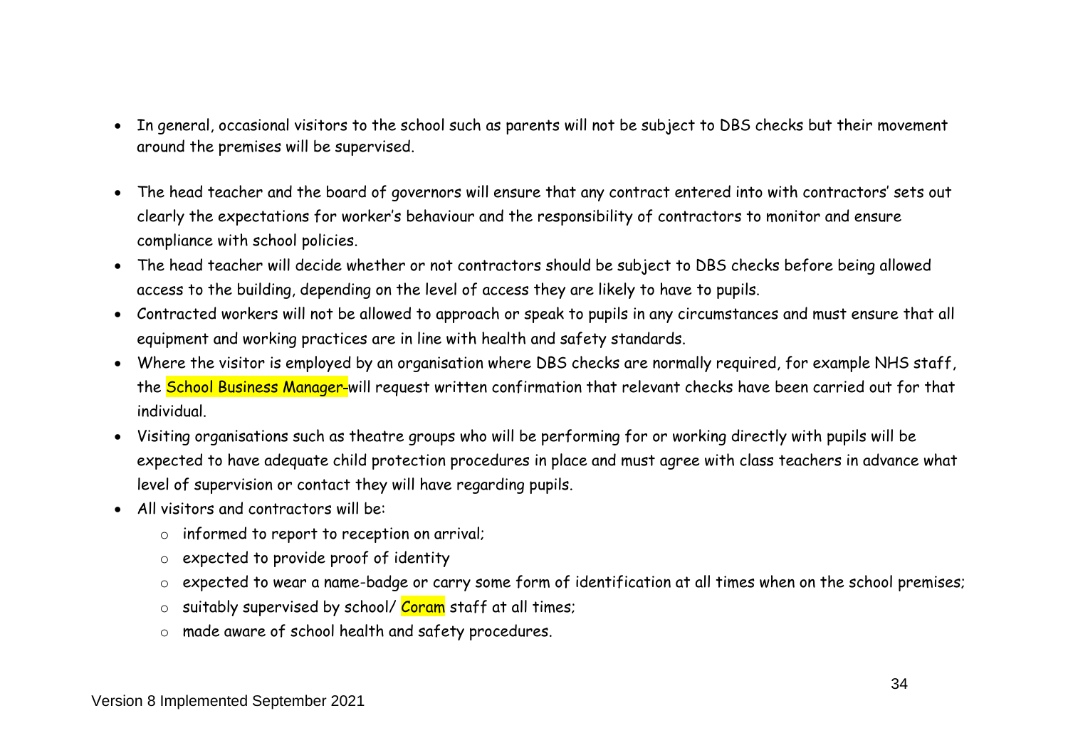- In general, occasional visitors to the school such as parents will not be subject to DBS checks but their movement around the premises will be supervised.

- The head teacher and the board of governors will ensure that any contract entered into with contractors' sets out clearly the expectations for worker's behaviour and the responsibility of contractors to monitor and ensure compliance with school policies.
- The head teacher will decide whether or not contractors should be subject to DBS checks before being allowed access to the building, depending on the level of access they are likely to have to pupils.
- Contracted workers will not be allowed to approach or speak to pupils in any circumstances and must ensure that all equipment and working practices are in line with health and safety standards.
- Where the visitor is employed by an organisation where DBS checks are normally required, for example NHS staff, the School Business Manager-will request written confirmation that relevant checks have been carried out for that individual.
- Visiting organisations such as theatre groups who will be performing for or working directly with pupils will be expected to have adequate child protection procedures in place and must agree with class teachers in advance what level of supervision or contact they will have regarding pupils.
- All visitors and contractors will be:
  - informed to report to reception on arrival;
  - expected to provide proof of identity
  - expected to wear a name-badge or carry some form of identification at all times when on the school premises;
  - suitably supervised by school/ Coram staff at all times;
  - made aware of school health and safety procedures.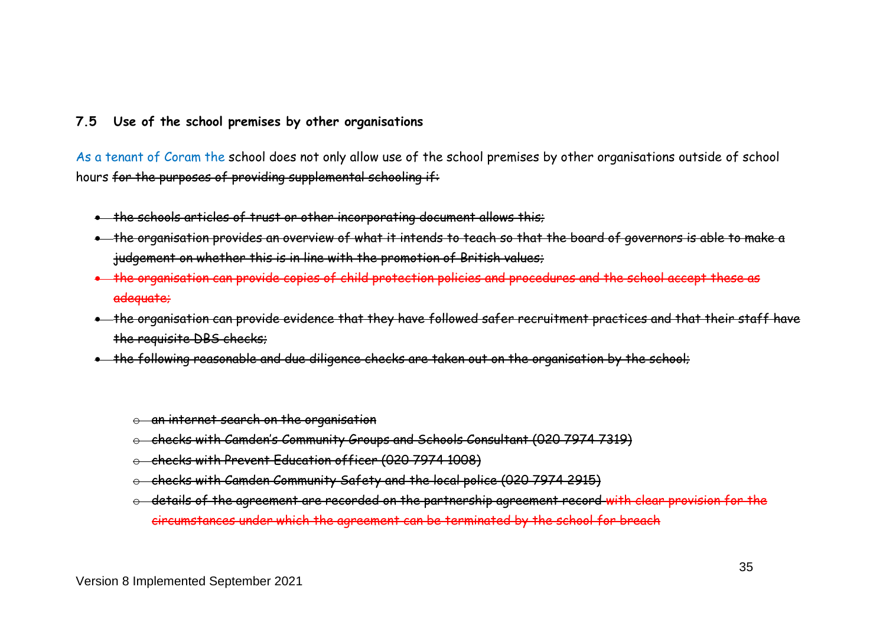### 7.5 Use of the school premises by other organisations

As a tenant of Coram the school does not only allow use of the school premises by other organisations outside of school hours ~~for the purposes of providing supplemental schooling if:~~

- ~~the schools articles of trust or other incorporating document allows this;~~
- ~~the organisation provides an overview of what it intends to teach so that the board of governors is able to make a judgement on whether this is in line with the promotion of British values;~~
- ~~the organisation can provide copies of child protection policies and procedures and the school accept these as adequate;~~
- ~~the organisation can provide evidence that they have followed safer recruitment practices and that their staff have the requisite DBS checks;~~
- ~~the following reasonable and due diligence checks are taken out on the organisation by the school;~~

  - ~~an internet search on the organisation~~
  - ~~checks with Camden's Community Groups and Schools Consultant (020 7974 7319)~~
  - ~~checks with Prevent Education officer (020 7974 1008)~~
  - ~~checks with Camden Community Safety and the local police (020 7974 2915)~~
  - ~~details of the agreement are recorded on the partnership agreement record with clear provision for the circumstances under which the agreement can be terminated by the school for breach~~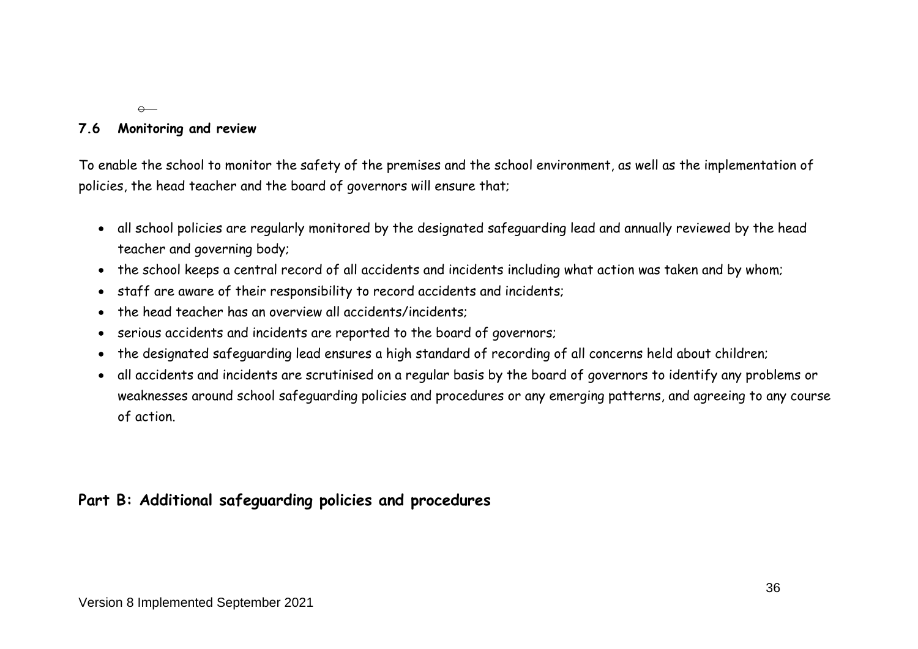### 7.6 Monitoring and review

To enable the school to monitor the safety of the premises and the school environment, as well as the implementation of policies, the head teacher and the board of governors will ensure that;

- all school policies are regularly monitored by the designated safeguarding lead and annually reviewed by the head teacher and governing body;
- the school keeps a central record of all accidents and incidents including what action was taken and by whom;
- staff are aware of their responsibility to record accidents and incidents;
- the head teacher has an overview all accidents/incidents;
- serious accidents and incidents are reported to the board of governors;
- the designated safeguarding lead ensures a high standard of recording of all concerns held about children;
- all accidents and incidents are scrutinised on a regular basis by the board of governors to identify any problems or weaknesses around school safeguarding policies and procedures or any emerging patterns, and agreeing to any course of action.

## Part B: Additional safeguarding policies and procedures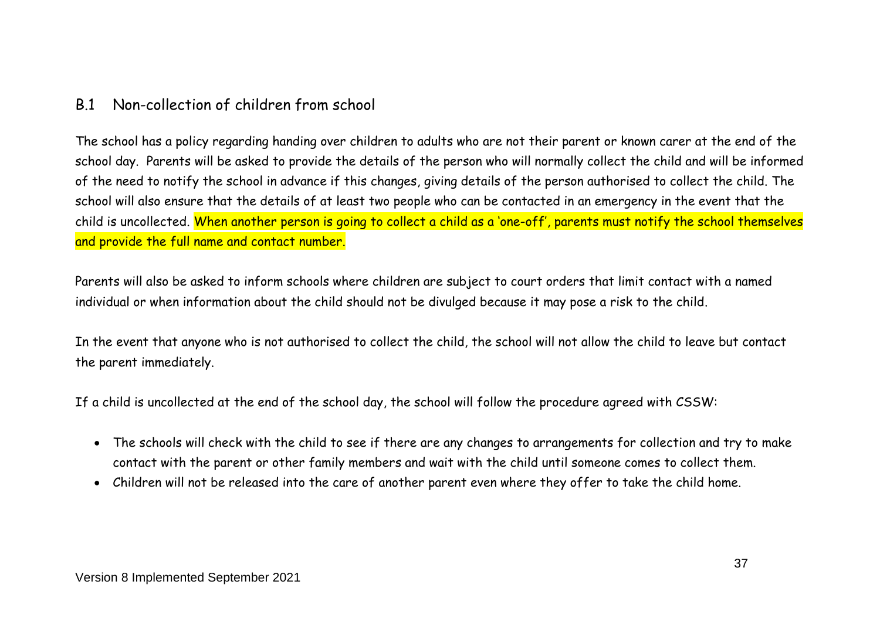## B.1 Non-collection of children from school

The school has a policy regarding handing over children to adults who are not their parent or known carer at the end of the school day. Parents will be asked to provide the details of the person who will normally collect the child and will be informed of the need to notify the school in advance if this changes, giving details of the person authorised to collect the child. The school will also ensure that the details of at least two people who can be contacted in an emergency in the event that the child is uncollected. When another person is going to collect a child as a 'one-off', parents must notify the school themselves and provide the full name and contact number.

Parents will also be asked to inform schools where children are subject to court orders that limit contact with a named individual or when information about the child should not be divulged because it may pose a risk to the child.

In the event that anyone who is not authorised to collect the child, the school will not allow the child to leave but contact the parent immediately.

If a child is uncollected at the end of the school day, the school will follow the procedure agreed with CSSW:

- The schools will check with the child to see if there are any changes to arrangements for collection and try to make contact with the parent or other family members and wait with the child until someone comes to collect them.
- Children will not be released into the care of another parent even where they offer to take the child home.

Version 8 Implemented September 2021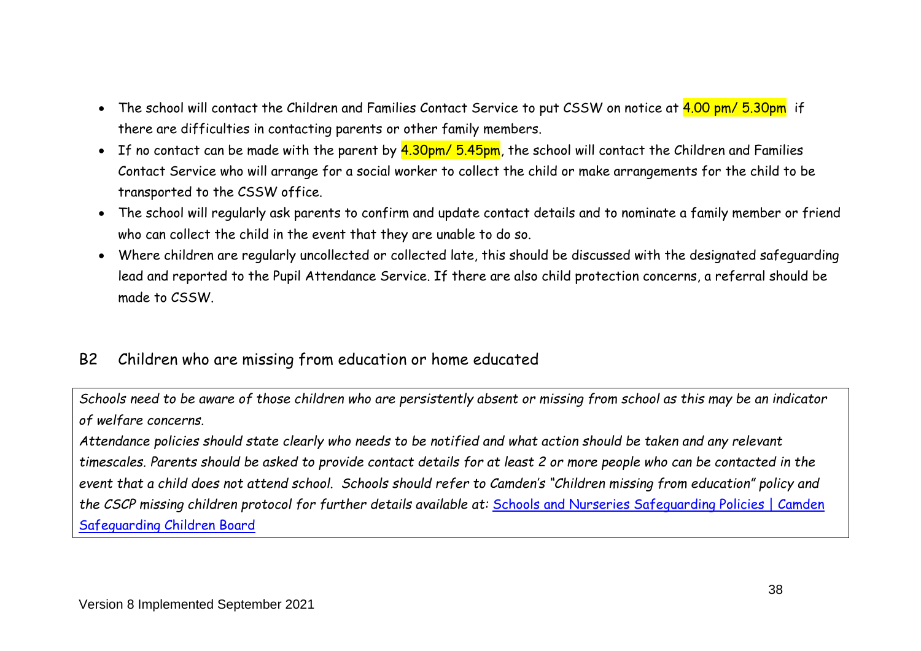- The school will contact the Children and Families Contact Service to put CSSW on notice at 4.00 pm/ 5.30pm if there are difficulties in contacting parents or other family members.
- If no contact can be made with the parent by 4.30pm/ 5.45pm, the school will contact the Children and Families Contact Service who will arrange for a social worker to collect the child or make arrangements for the child to be transported to the CSSW office.
- The school will regularly ask parents to confirm and update contact details and to nominate a family member or friend who can collect the child in the event that they are unable to do so.
- Where children are regularly uncollected or collected late, this should be discussed with the designated safeguarding lead and reported to the Pupil Attendance Service. If there are also child protection concerns, a referral should be made to CSSW.

## B2 Children who are missing from education or home educated

*Schools need to be aware of those children who are persistently absent or missing from school as this may be an indicator of welfare concerns.*

*Attendance policies should state clearly who needs to be notified and what action should be taken and any relevant timescales. Parents should be asked to provide contact details for at least 2 or more people who can be contacted in the event that a child does not attend school. Schools should refer to Camden's "Children missing from education" policy and the CSCP missing children protocol for further details available at:* Schools and Nurseries Safeguarding Policies | Camden Safeguarding Children Board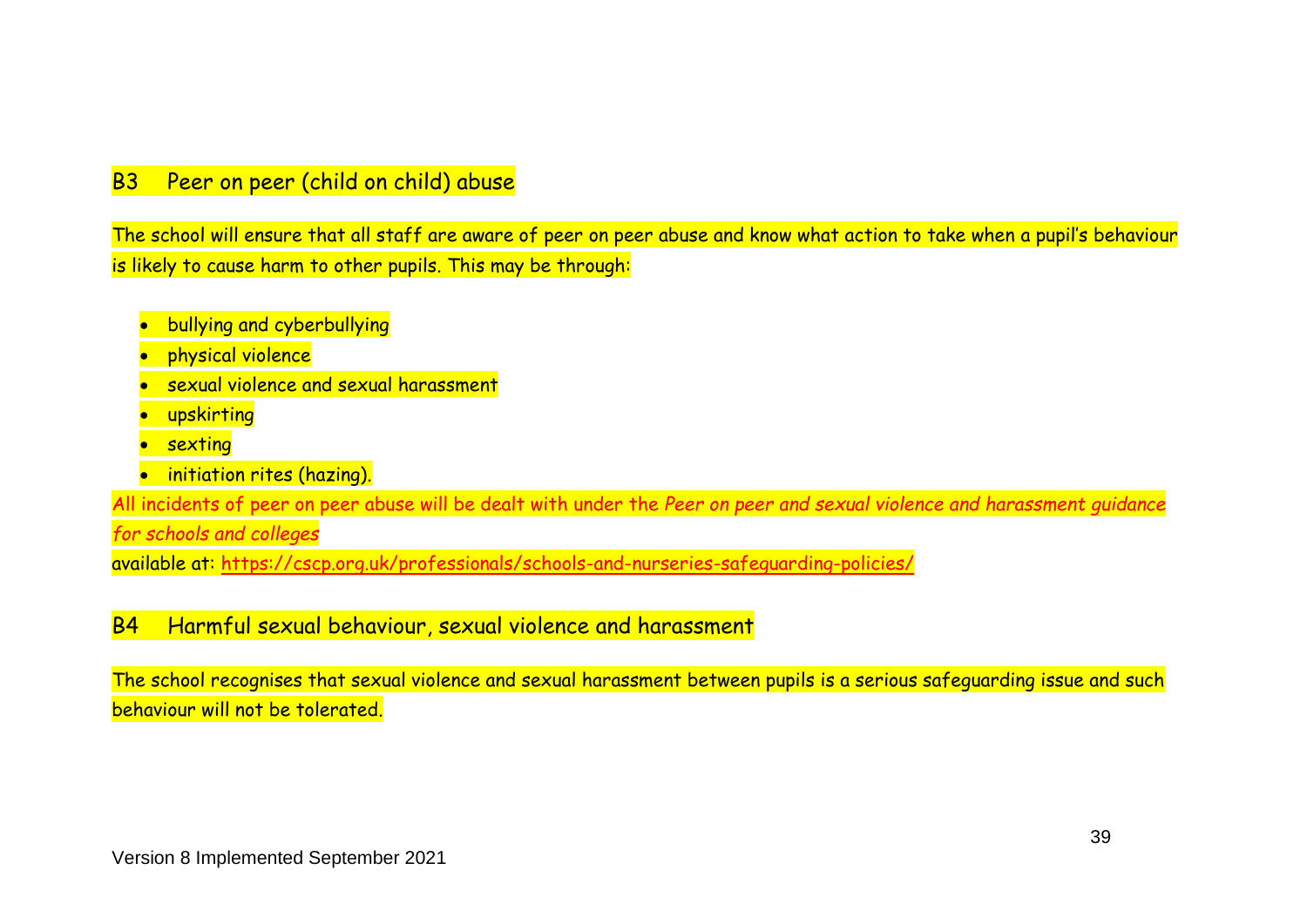## B3 Peer on peer (child on child) abuse

The school will ensure that all staff are aware of peer on peer abuse and know what action to take when a pupil's behaviour is likely to cause harm to other pupils. This may be through:

- bullying and cyberbullying
- physical violence
- sexual violence and sexual harassment
- upskirting
- sexting
- initiation rites (hazing).

All incidents of peer on peer abuse will be dealt with under the *Peer on peer and sexual violence and harassment guidance for schools and colleges*
available at: https://cscp.org.uk/professionals/schools-and-nurseries-safeguarding-policies/

## B4 Harmful sexual behaviour, sexual violence and harassment

The school recognises that sexual violence and sexual harassment between pupils is a serious safeguarding issue and such behaviour will not be tolerated.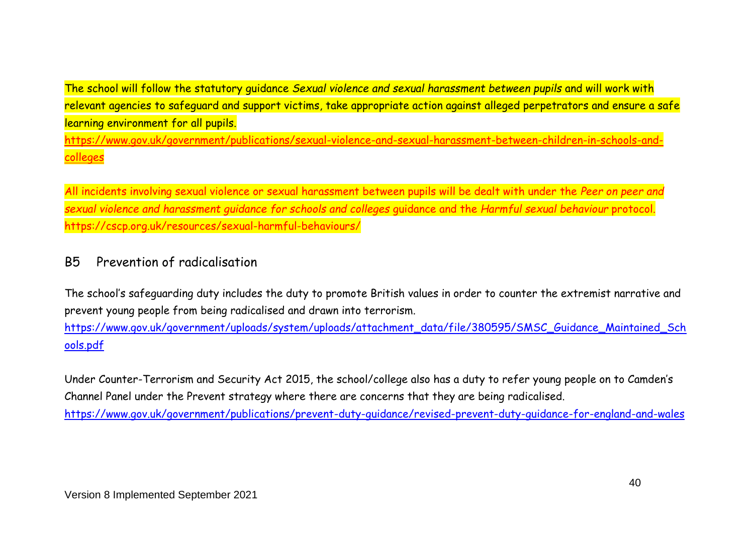The school will follow the statutory guidance *Sexual violence and sexual harassment between pupils* and will work with relevant agencies to safeguard and support victims, take appropriate action against alleged perpetrators and ensure a safe learning environment for all pupils.
https://www.gov.uk/government/publications/sexual-violence-and-sexual-harassment-between-children-in-schools-and-colleges

All incidents involving sexual violence or sexual harassment between pupils will be dealt with under the *Peer on peer and sexual violence and harassment guidance for schools and colleges* guidance and the *Harmful sexual behaviour* protocol.
https://cscp.org.uk/resources/sexual-harmful-behaviours/

## B5 Prevention of radicalisation

The school's safeguarding duty includes the duty to promote British values in order to counter the extremist narrative and prevent young people from being radicalised and drawn into terrorism.
https://www.gov.uk/government/uploads/system/uploads/attachment_data/file/380595/SMSC_Guidance_Maintained_Schools.pdf

Under Counter-Terrorism and Security Act 2015, the school/college also has a duty to refer young people on to Camden's Channel Panel under the Prevent strategy where there are concerns that they are being radicalised.
https://www.gov.uk/government/publications/prevent-duty-guidance/revised-prevent-duty-guidance-for-england-and-wales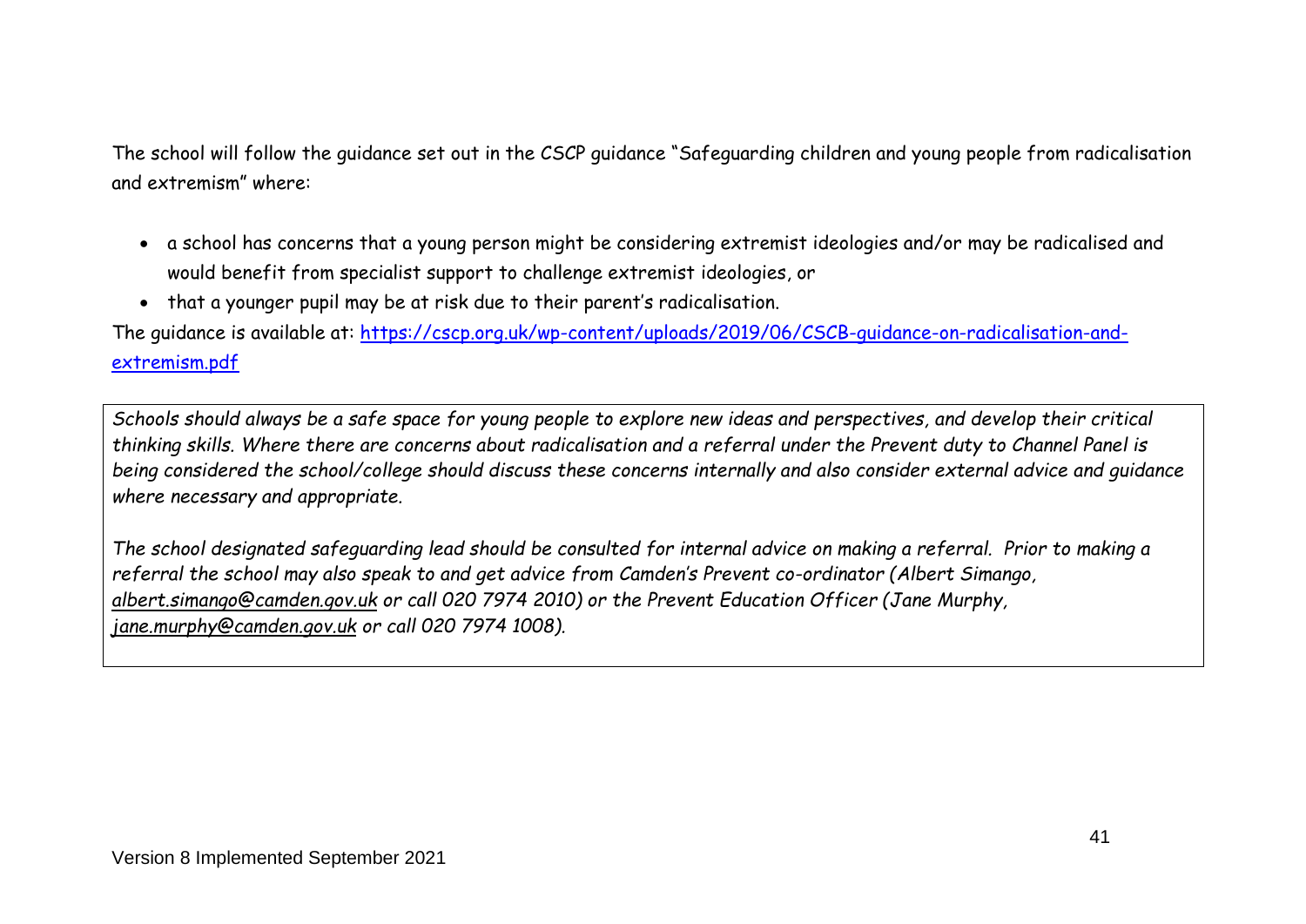The school will follow the guidance set out in the CSCP guidance "Safeguarding children and young people from radicalisation and extremism" where:

- a school has concerns that a young person might be considering extremist ideologies and/or may be radicalised and would benefit from specialist support to challenge extremist ideologies, or
- that a younger pupil may be at risk due to their parent's radicalisation.

The guidance is available at: [https://cscp.org.uk/wp-content/uploads/2019/06/CSCB-guidance-on-radicalisation-and-extremism.pdf](https://cscp.org.uk/wp-content/uploads/2019/06/CSCB-guidance-on-radicalisation-and-extremism.pdf)

*Schools should always be a safe space for young people to explore new ideas and perspectives, and develop their critical thinking skills. Where there are concerns about radicalisation and a referral under the Prevent duty to Channel Panel is being considered the school/college should discuss these concerns internally and also consider external advice and guidance where necessary and appropriate.*

*The school designated safeguarding lead should be consulted for internal advice on making a referral. Prior to making a referral the school may also speak to and get advice from Camden's Prevent co-ordinator (Albert Simango, albert.simango@camden.gov.uk or call 020 7974 2010) or the Prevent Education Officer (Jane Murphy, jane.murphy@camden.gov.uk or call 020 7974 1008).*

Version 8 Implemented September 2021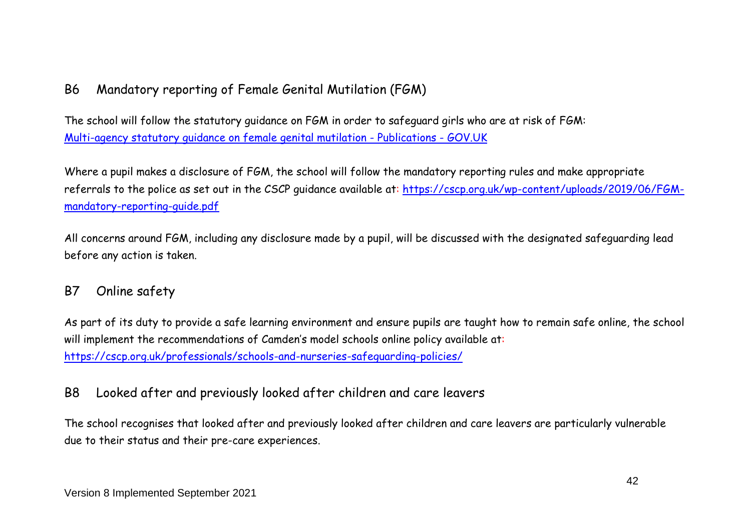## B6 Mandatory reporting of Female Genital Mutilation (FGM)

The school will follow the statutory guidance on FGM in order to safeguard girls who are at risk of FGM: [Multi-agency statutory guidance on female genital mutilation - Publications - GOV.UK](Multi-agency statutory guidance on female genital mutilation - Publications - GOV.UK)

Where a pupil makes a disclosure of FGM, the school will follow the mandatory reporting rules and make appropriate referrals to the police as set out in the CSCP guidance available at: https://cscp.org.uk/wp-content/uploads/2019/06/FGM-mandatory-reporting-guide.pdf

All concerns around FGM, including any disclosure made by a pupil, will be discussed with the designated safeguarding lead before any action is taken.

## B7 Online safety

As part of its duty to provide a safe learning environment and ensure pupils are taught how to remain safe online, the school will implement the recommendations of Camden's model schools online policy available at: https://cscp.org.uk/professionals/schools-and-nurseries-safeguarding-policies/

## B8 Looked after and previously looked after children and care leavers

The school recognises that looked after and previously looked after children and care leavers are particularly vulnerable due to their status and their pre-care experiences.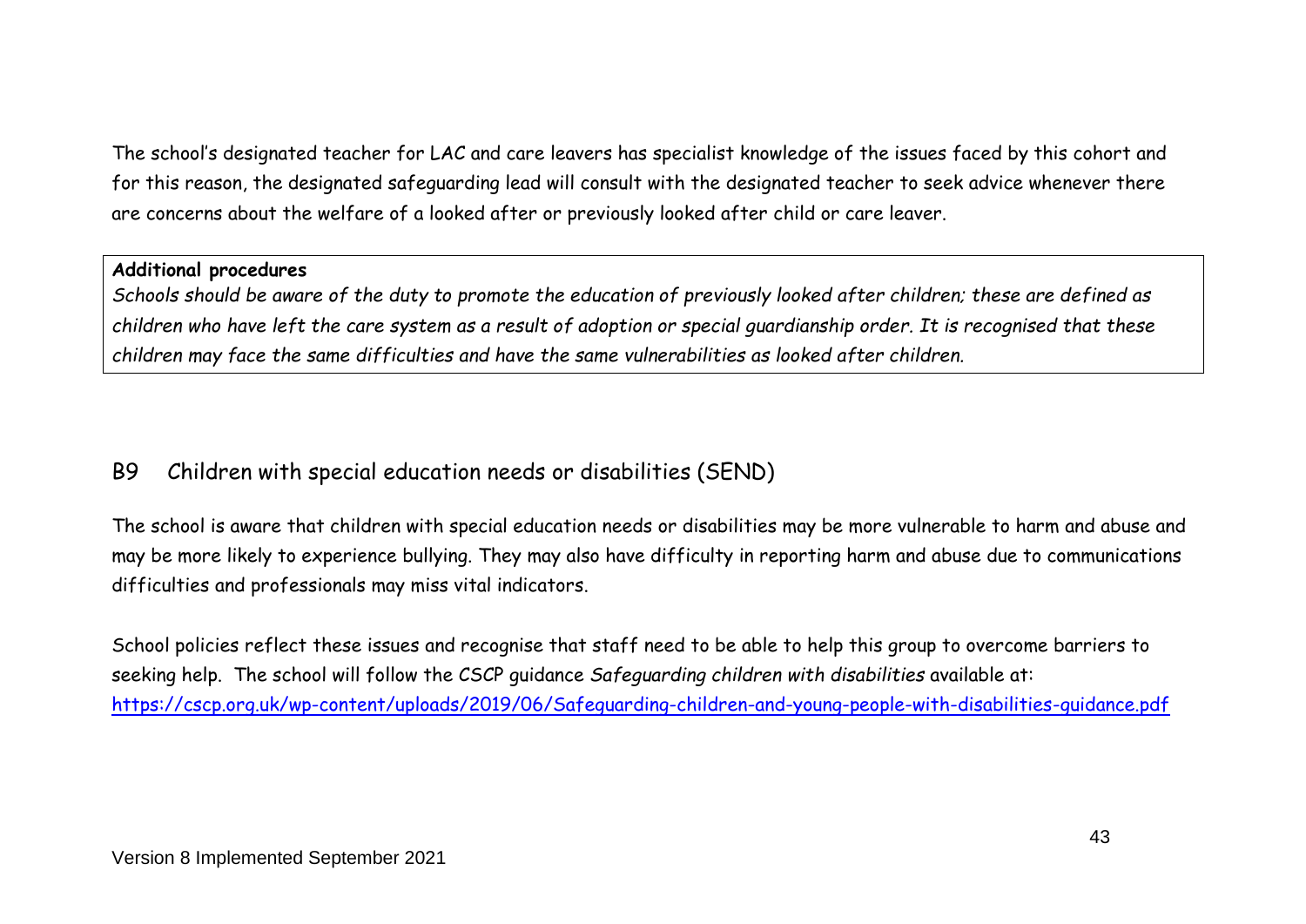The school's designated teacher for LAC and care leavers has specialist knowledge of the issues faced by this cohort and for this reason, the designated safeguarding lead will consult with the designated teacher to seek advice whenever there are concerns about the welfare of a looked after or previously looked after child or care leaver.

**Additional procedures**
*Schools should be aware of the duty to promote the education of previously looked after children; these are defined as children who have left the care system as a result of adoption or special guardianship order. It is recognised that these children may face the same difficulties and have the same vulnerabilities as looked after children.*

## B9 Children with special education needs or disabilities (SEND)

The school is aware that children with special education needs or disabilities may be more vulnerable to harm and abuse and may be more likely to experience bullying. They may also have difficulty in reporting harm and abuse due to communications difficulties and professionals may miss vital indicators.

School policies reflect these issues and recognise that staff need to be able to help this group to overcome barriers to seeking help. The school will follow the CSCP guidance *Safeguarding children with disabilities* available at: [https://cscp.org.uk/wp-content/uploads/2019/06/Safeguarding-children-and-young-people-with-disabilities-guidance.pdf](https://cscp.org.uk/wp-content/uploads/2019/06/Safeguarding-children-and-young-people-with-disabilities-guidance.pdf)

Version 8 Implemented September 2021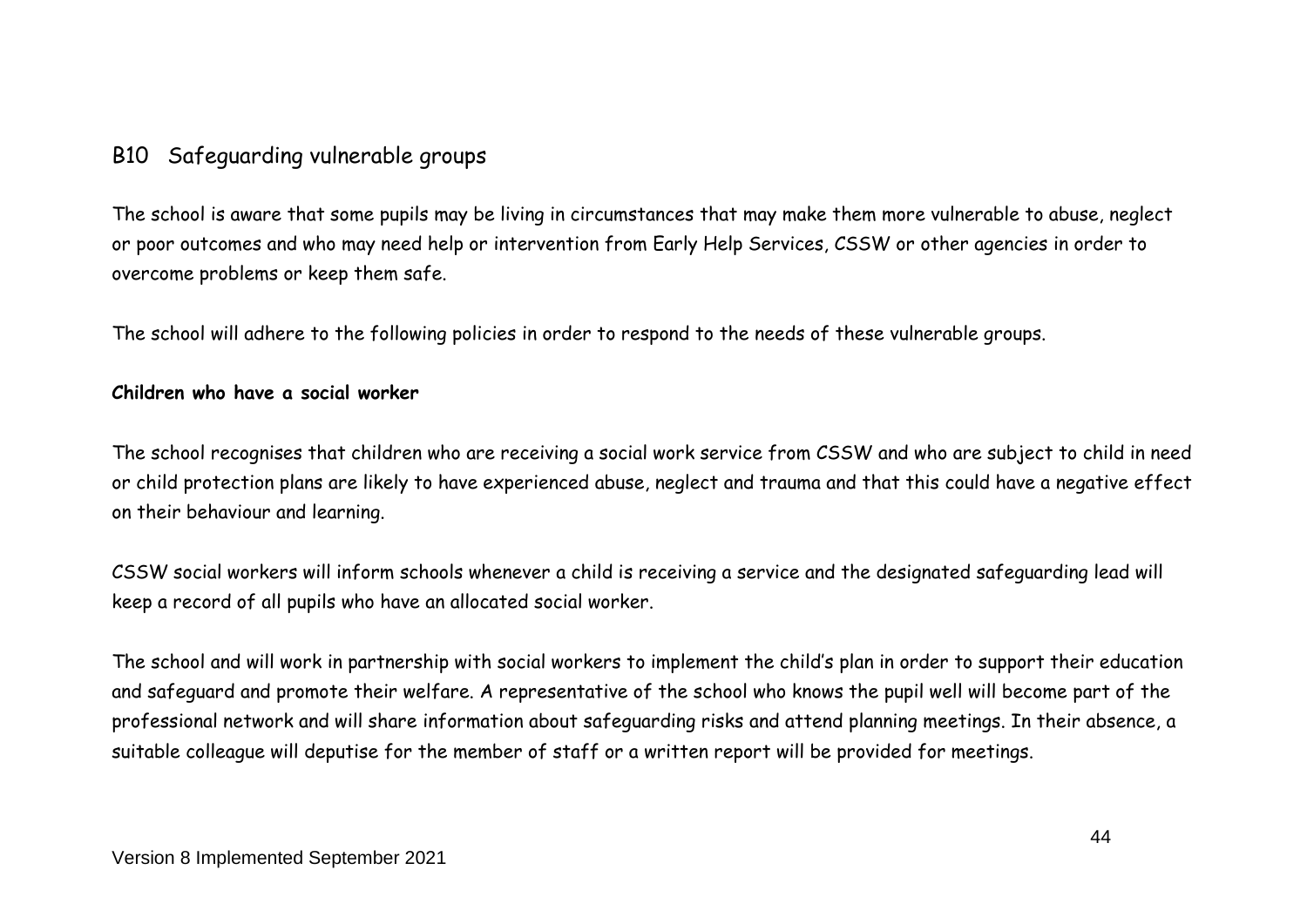## B10 Safeguarding vulnerable groups

The school is aware that some pupils may be living in circumstances that may make them more vulnerable to abuse, neglect or poor outcomes and who may need help or intervention from Early Help Services, CSSW or other agencies in order to overcome problems or keep them safe.

The school will adhere to the following policies in order to respond to the needs of these vulnerable groups.

**Children who have a social worker**

The school recognises that children who are receiving a social work service from CSSW and who are subject to child in need or child protection plans are likely to have experienced abuse, neglect and trauma and that this could have a negative effect on their behaviour and learning.

CSSW social workers will inform schools whenever a child is receiving a service and the designated safeguarding lead will keep a record of all pupils who have an allocated social worker.

The school and will work in partnership with social workers to implement the child's plan in order to support their education and safeguard and promote their welfare. A representative of the school who knows the pupil well will become part of the professional network and will share information about safeguarding risks and attend planning meetings. In their absence, a suitable colleague will deputise for the member of staff or a written report will be provided for meetings.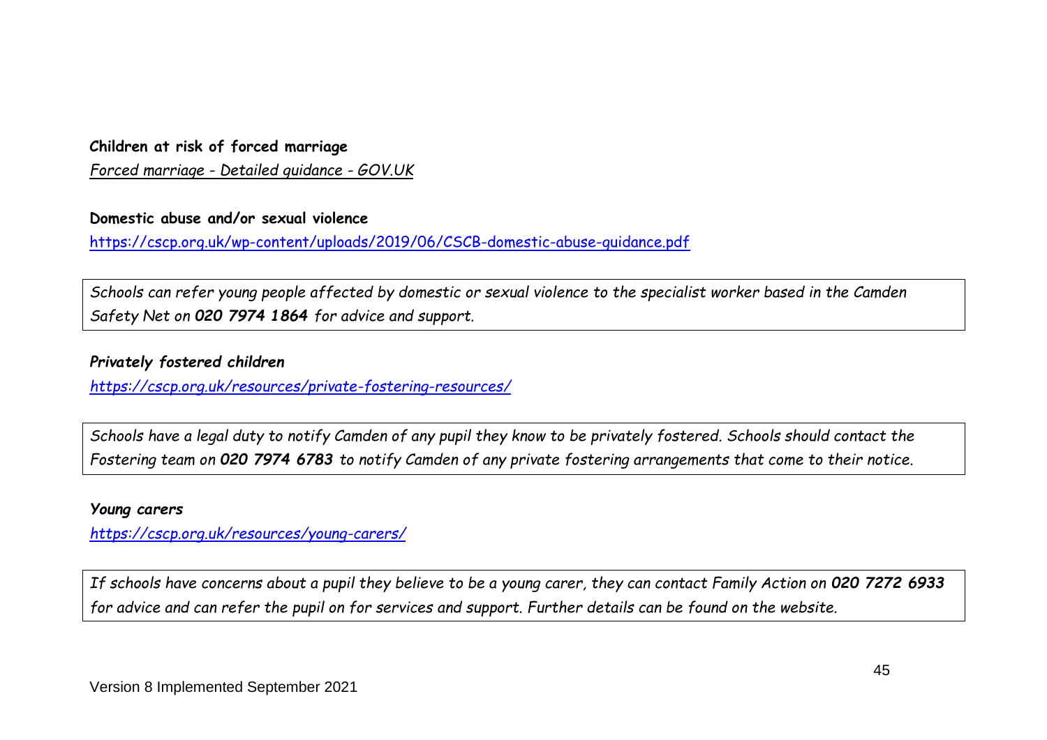**Children at risk of forced marriage**

*Forced marriage - Detailed guidance - GOV.UK*

**Domestic abuse and/or sexual violence**

https://cscp.org.uk/wp-content/uploads/2019/06/CSCB-domestic-abuse-guidance.pdf

*Schools can refer young people affected by domestic or sexual violence to the specialist worker based in the Camden Safety Net on **020 7974 1864** for advice and support.*

***Privately fostered children***

*https://cscp.org.uk/resources/private-fostering-resources/*

*Schools have a legal duty to notify Camden of any pupil they know to be privately fostered. Schools should contact the Fostering team on **020 7974 6783** to notify Camden of any private fostering arrangements that come to their notice.*

***Young carers***

*https://cscp.org.uk/resources/young-carers/*

*If schools have concerns about a pupil they believe to be a young carer, they can contact Family Action on **020 7272 6933** for advice and can refer the pupil on for services and support. Further details can be found on the website.*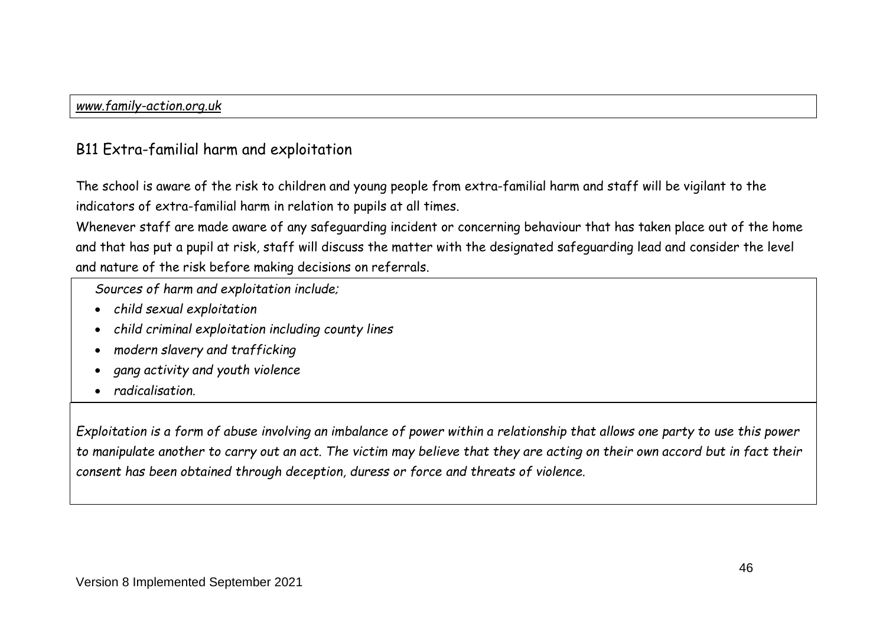*www.family-action.org.uk*

## B11 Extra-familial harm and exploitation

The school is aware of the risk to children and young people from extra-familial harm and staff will be vigilant to the indicators of extra-familial harm in relation to pupils at all times.

Whenever staff are made aware of any safeguarding incident or concerning behaviour that has taken place out of the home and that has put a pupil at risk, staff will discuss the matter with the designated safeguarding lead and consider the level and nature of the risk before making decisions on referrals.

*Sources of harm and exploitation include;*

- *child sexual exploitation*
- *child criminal exploitation including county lines*
- *modern slavery and trafficking*
- *gang activity and youth violence*
- *radicalisation.*

*Exploitation is a form of abuse involving an imbalance of power within a relationship that allows one party to use this power to manipulate another to carry out an act. The victim may believe that they are acting on their own accord but in fact their consent has been obtained through deception, duress or force and threats of violence.*

Version 8 Implemented September 2021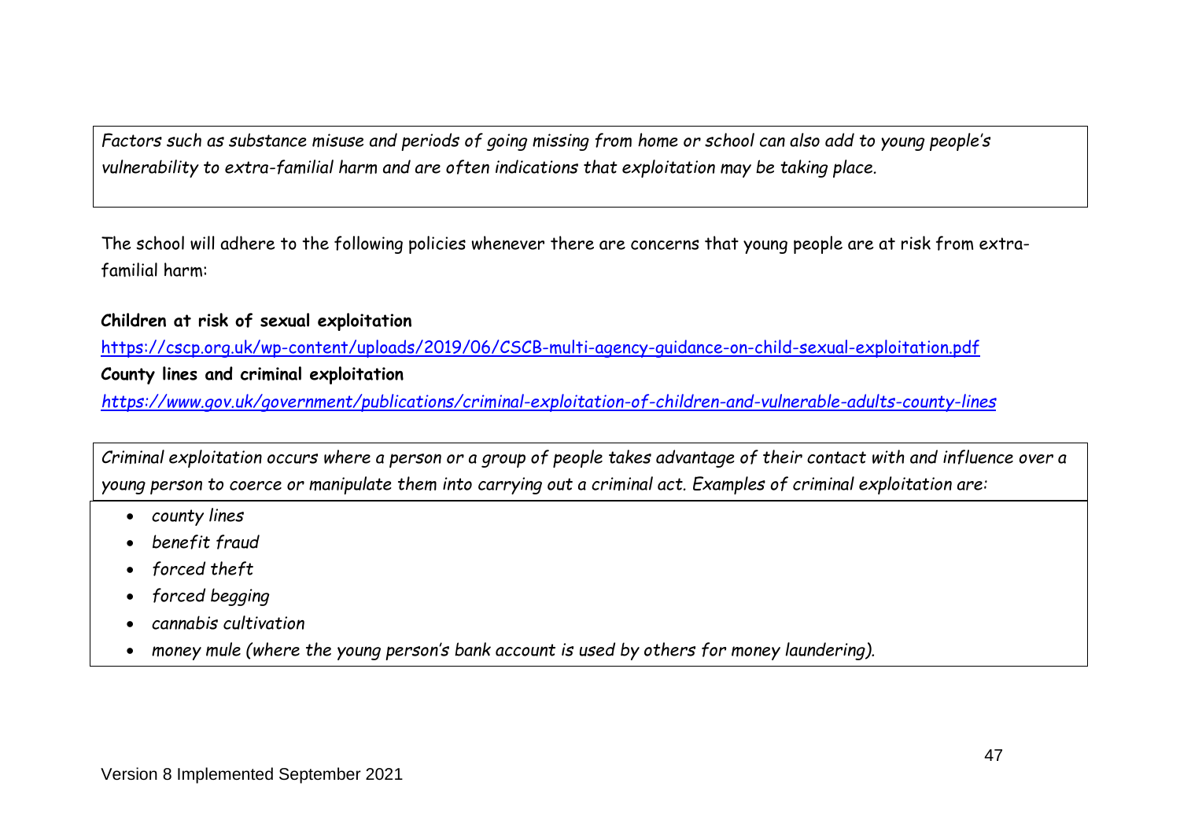*Factors such as substance misuse and periods of going missing from home or school can also add to young people's vulnerability to extra-familial harm and are often indications that exploitation may be taking place.*

The school will adhere to the following policies whenever there are concerns that young people are at risk from extra-familial harm:

**Children at risk of sexual exploitation**

https://cscp.org.uk/wp-content/uploads/2019/06/CSCB-multi-agency-guidance-on-child-sexual-exploitation.pdf

**County lines and criminal exploitation**

*https://www.gov.uk/government/publications/criminal-exploitation-of-children-and-vulnerable-adults-county-lines*

*Criminal exploitation occurs where a person or a group of people takes advantage of their contact with and influence over a young person to coerce or manipulate them into carrying out a criminal act. Examples of criminal exploitation are:*

- *county lines*
- *benefit fraud*
- *forced theft*
- *forced begging*
- *cannabis cultivation*
- *money mule (where the young person's bank account is used by others for money laundering).*

Version 8 Implemented September 2021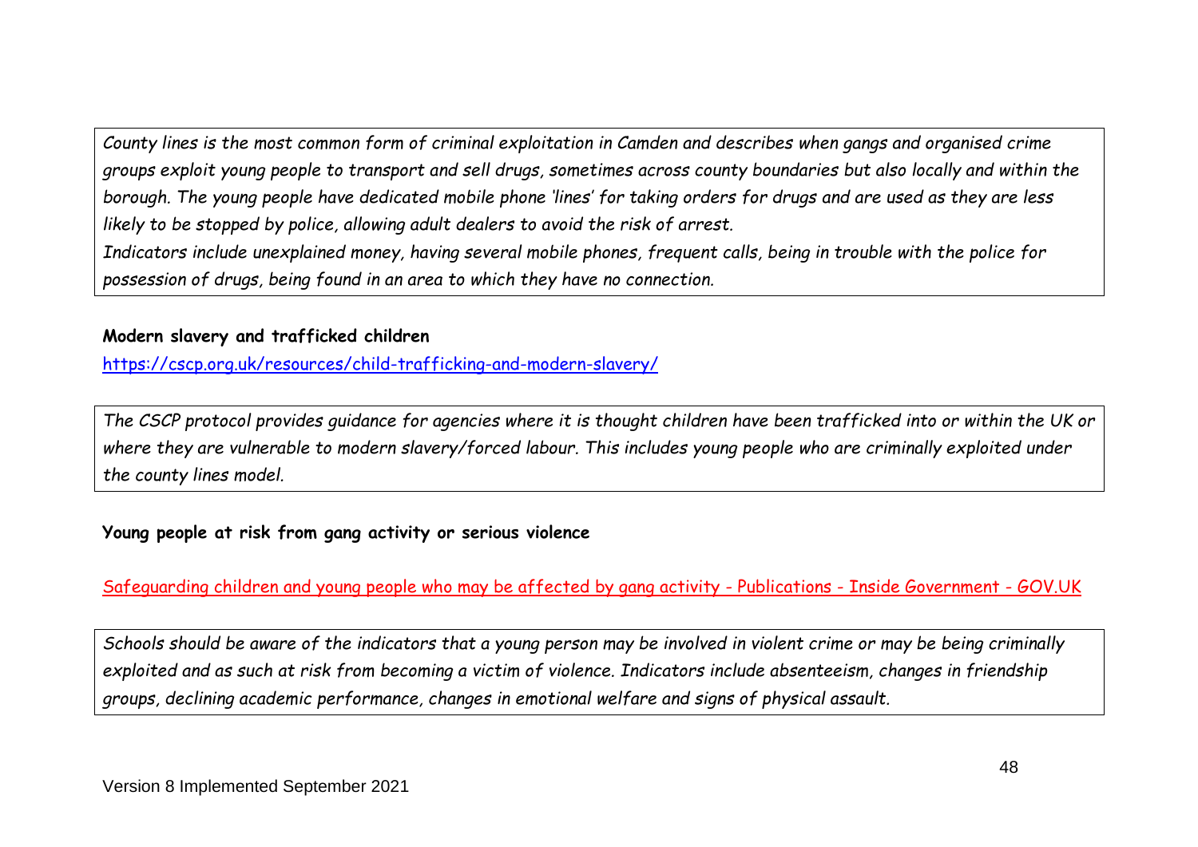*County lines is the most common form of criminal exploitation in Camden and describes when gangs and organised crime groups exploit young people to transport and sell drugs, sometimes across county boundaries but also locally and within the borough. The young people have dedicated mobile phone 'lines' for taking orders for drugs and are used as they are less likely to be stopped by police, allowing adult dealers to avoid the risk of arrest.*
*Indicators include unexplained money, having several mobile phones, frequent calls, being in trouble with the police for possession of drugs, being found in an area to which they have no connection.*

**Modern slavery and trafficked children**

https://cscp.org.uk/resources/child-trafficking-and-modern-slavery/

*The CSCP protocol provides guidance for agencies where it is thought children have been trafficked into or within the UK or where they are vulnerable to modern slavery/forced labour. This includes young people who are criminally exploited under the county lines model.*

**Young people at risk from gang activity or serious violence**

Safeguarding children and young people who may be affected by gang activity - Publications - Inside Government - GOV.UK

*Schools should be aware of the indicators that a young person may be involved in violent crime or may be being criminally exploited and as such at risk from becoming a victim of violence. Indicators include absenteeism, changes in friendship groups, declining academic performance, changes in emotional welfare and signs of physical assault.*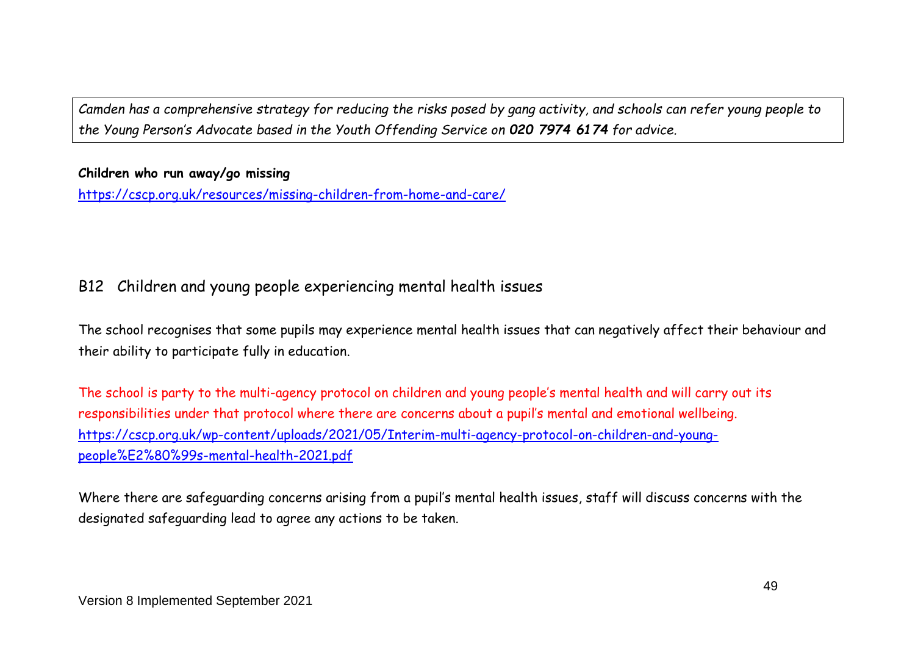*Camden has a comprehensive strategy for reducing the risks posed by gang activity, and schools can refer young people to the Young Person's Advocate based in the Youth Offending Service on **020 7974 6174** for advice.*

**Children who run away/go missing**

https://cscp.org.uk/resources/missing-children-from-home-and-care/

## B12 Children and young people experiencing mental health issues

The school recognises that some pupils may experience mental health issues that can negatively affect their behaviour and their ability to participate fully in education.

The school is party to the multi-agency protocol on children and young people's mental health and will carry out its responsibilities under that protocol where there are concerns about a pupil's mental and emotional wellbeing.
https://cscp.org.uk/wp-content/uploads/2021/05/Interim-multi-agency-protocol-on-children-and-young-people%E2%80%99s-mental-health-2021.pdf

Where there are safeguarding concerns arising from a pupil's mental health issues, staff will discuss concerns with the designated safeguarding lead to agree any actions to be taken.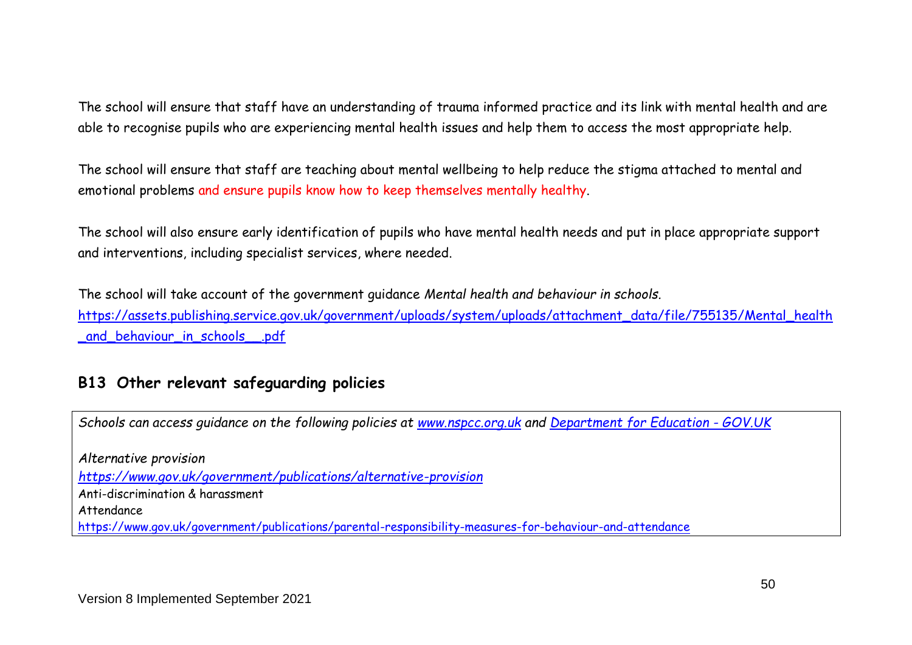The school will ensure that staff have an understanding of trauma informed practice and its link with mental health and are able to recognise pupils who are experiencing mental health issues and help them to access the most appropriate help.

The school will ensure that staff are teaching about mental wellbeing to help reduce the stigma attached to mental and emotional problems and ensure pupils know how to keep themselves mentally healthy.

The school will also ensure early identification of pupils who have mental health needs and put in place appropriate support and interventions, including specialist services, where needed.

The school will take account of the government guidance *Mental health and behaviour in schools*. https://assets.publishing.service.gov.uk/government/uploads/system/uploads/attachment_data/file/755135/Mental_health_and_behaviour_in_schools__.pdf

## B13 Other relevant safeguarding policies

*Schools can access guidance on the following policies at www.nspcc.org.uk and Department for Education - GOV.UK*

*Alternative provision*
*https://www.gov.uk/government/publications/alternative-provision*
Anti-discrimination & harassment
Attendance
https://www.gov.uk/government/publications/parental-responsibility-measures-for-behaviour-and-attendance

Version 8 Implemented September 2021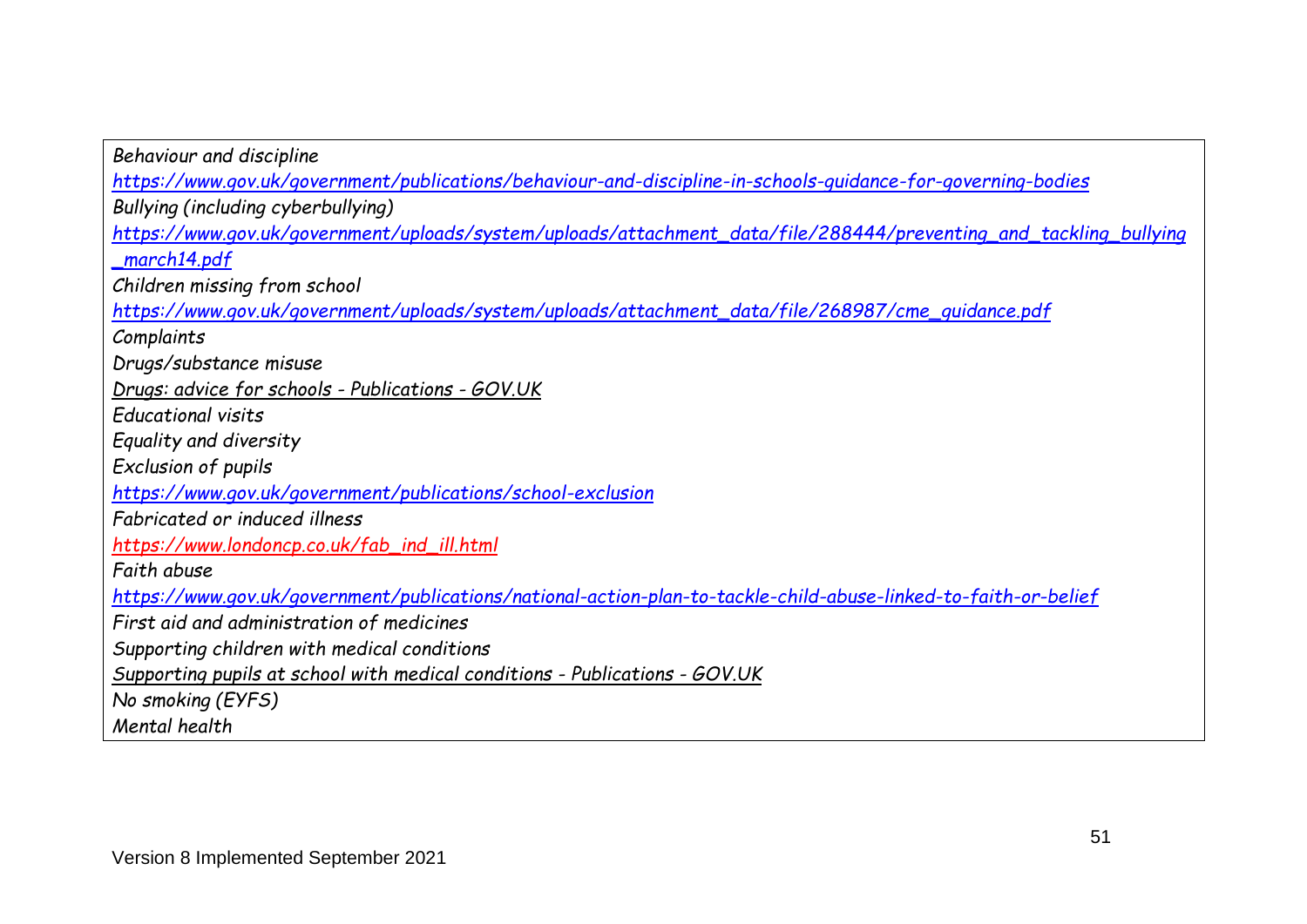*Behaviour and discipline*

*https://www.gov.uk/government/publications/behaviour-and-discipline-in-schools-guidance-for-governing-bodies*

*Bullying (including cyberbullying)*

*https://www.gov.uk/government/uploads/system/uploads/attachment_data/file/288444/preventing_and_tackling_bullying_march14.pdf*

*Children missing from school*

*https://www.gov.uk/government/uploads/system/uploads/attachment_data/file/268987/cme_guidance.pdf*

*Complaints*

*Drugs/substance misuse*

*Drugs: advice for schools - Publications - GOV.UK*

*Educational visits*

*Equality and diversity*

*Exclusion of pupils*

*https://www.gov.uk/government/publications/school-exclusion*

*Fabricated or induced illness*

*https://www.londoncp.co.uk/fab_ind_ill.html*

*Faith abuse*

*https://www.gov.uk/government/publications/national-action-plan-to-tackle-child-abuse-linked-to-faith-or-belief*

*First aid and administration of medicines*

*Supporting children with medical conditions*

*Supporting pupils at school with medical conditions - Publications - GOV.UK*

*No smoking (EYFS)*

*Mental health*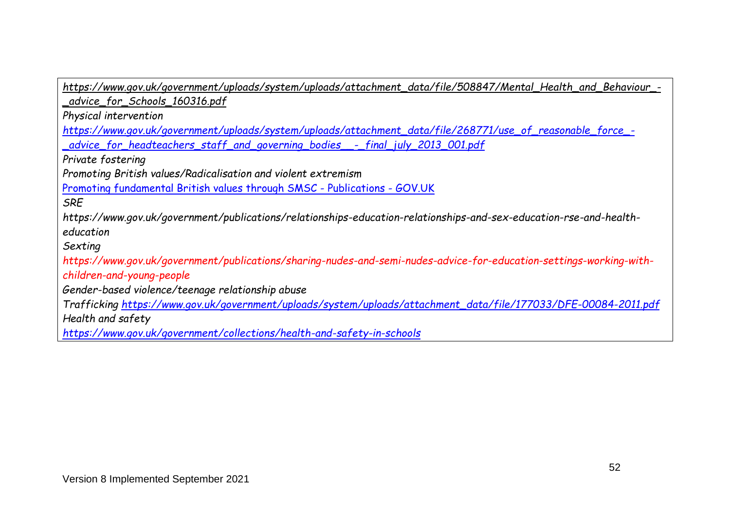*https://www.gov.uk/government/uploads/system/uploads/attachment_data/file/508847/Mental_Health_and_Behaviour_-_advice_for_Schools_160316.pdf*

*Physical intervention*

*https://www.gov.uk/government/uploads/system/uploads/attachment_data/file/268771/use_of_reasonable_force_-_advice_for_headteachers_staff_and_governing_bodies__-_final_july_2013_001.pdf*

*Private fostering*

*Promoting British values/Radicalisation and violent extremism*

Promoting fundamental British values through SMSC - Publications - GOV.UK

*SRE*

*https://www.gov.uk/government/publications/relationships-education-relationships-and-sex-education-rse-and-health-education*

*Sexting*

*https://www.gov.uk/government/publications/sharing-nudes-and-semi-nudes-advice-for-education-settings-working-with-children-and-young-people*

*Gender-based violence/teenage relationship abuse*

*Trafficking https://www.gov.uk/government/uploads/system/uploads/attachment_data/file/177033/DFE-00084-2011.pdf*

*Health and safety*

*https://www.gov.uk/government/collections/health-and-safety-in-schools*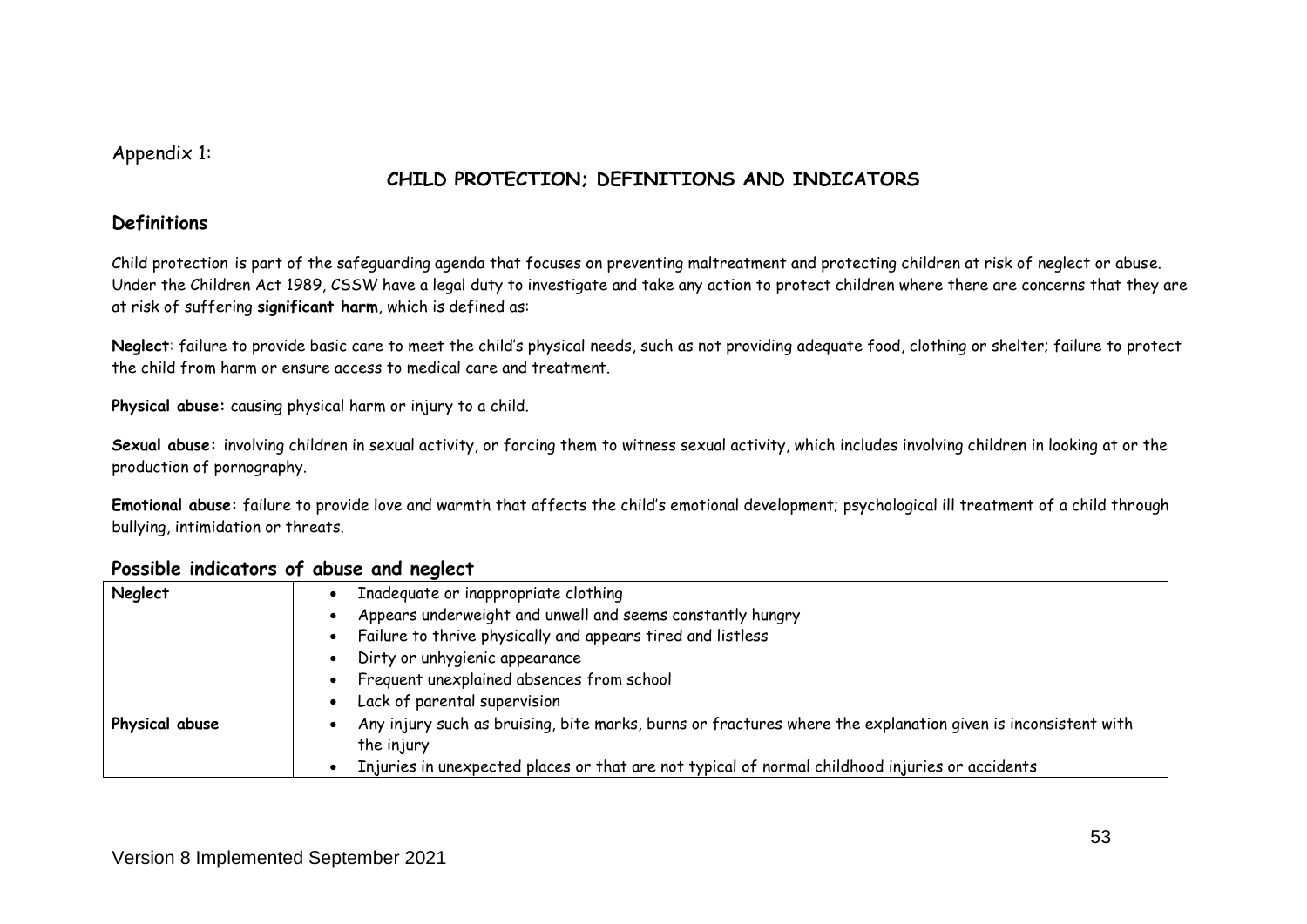Appendix 1:

## CHILD PROTECTION; DEFINITIONS AND INDICATORS

### Definitions

Child protection is part of the safeguarding agenda that focuses on preventing maltreatment and protecting children at risk of neglect or abuse. Under the Children Act 1989, CSSW have a legal duty to investigate and take any action to protect children where there are concerns that they are at risk of suffering **significant harm**, which is defined as:

**Neglect**: failure to provide basic care to meet the child's physical needs, such as not providing adequate food, clothing or shelter; failure to protect the child from harm or ensure access to medical care and treatment.

**Physical abuse:** causing physical harm or injury to a child.

**Sexual abuse:** involving children in sexual activity, or forcing them to witness sexual activity, which includes involving children in looking at or the production of pornography.

**Emotional abuse:** failure to provide love and warmth that affects the child's emotional development; psychological ill treatment of a child through bullying, intimidation or threats.

### Possible indicators of abuse and neglect

| | |
|---|---|
| **Neglect** | • Inadequate or inappropriate clothing<br>• Appears underweight and unwell and seems constantly hungry<br>• Failure to thrive physically and appears tired and listless<br>• Dirty or unhygienic appearance<br>• Frequent unexplained absences from school<br>• Lack of parental supervision |
| **Physical abuse** | • Any injury such as bruising, bite marks, burns or fractures where the explanation given is inconsistent with the injury<br>• Injuries in unexpected places or that are not typical of normal childhood injuries or accidents |

Version 8 Implemented September 2021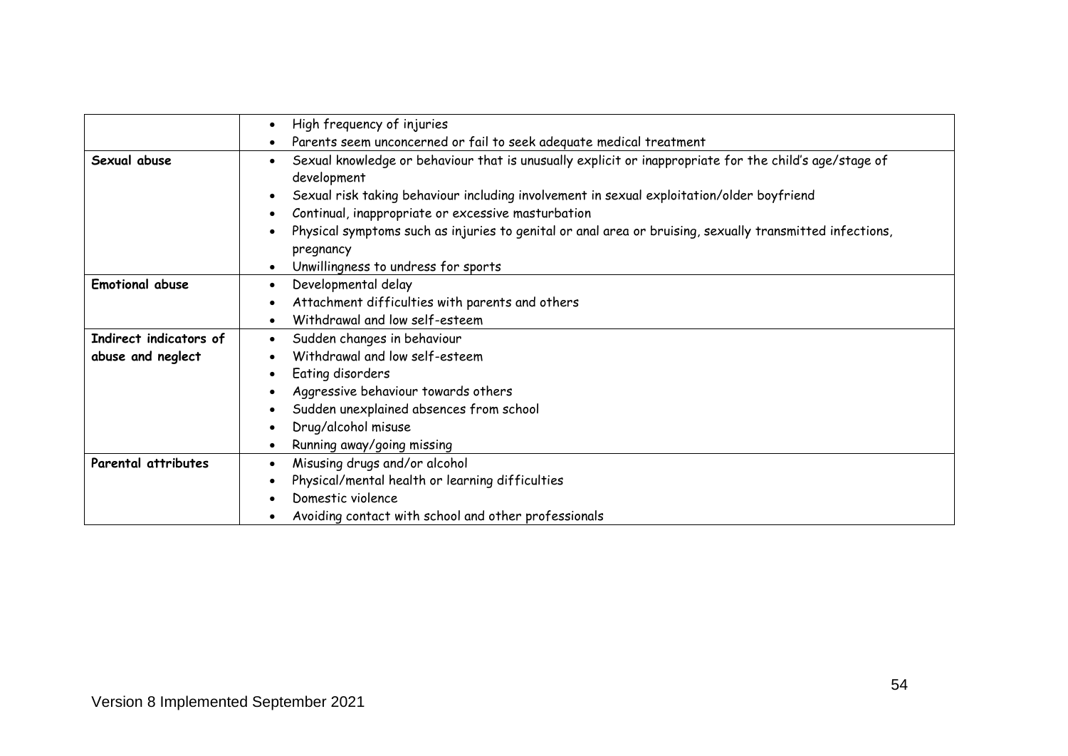| | |
|---|---|
| | • High frequency of injuries<br>• Parents seem unconcerned or fail to seek adequate medical treatment |
| **Sexual abuse** | • Sexual knowledge or behaviour that is unusually explicit or inappropriate for the child's age/stage of development<br>• Sexual risk taking behaviour including involvement in sexual exploitation/older boyfriend<br>• Continual, inappropriate or excessive masturbation<br>• Physical symptoms such as injuries to genital or anal area or bruising, sexually transmitted infections, pregnancy<br>• Unwillingness to undress for sports |
| **Emotional abuse** | • Developmental delay<br>• Attachment difficulties with parents and others<br>• Withdrawal and low self-esteem |
| **Indirect indicators of abuse and neglect** | • Sudden changes in behaviour<br>• Withdrawal and low self-esteem<br>• Eating disorders<br>• Aggressive behaviour towards others<br>• Sudden unexplained absences from school<br>• Drug/alcohol misuse<br>• Running away/going missing |
| **Parental attributes** | • Misusing drugs and/or alcohol<br>• Physical/mental health or learning difficulties<br>• Domestic violence<br>• Avoiding contact with school and other professionals |

Version 8 Implemented September 2021